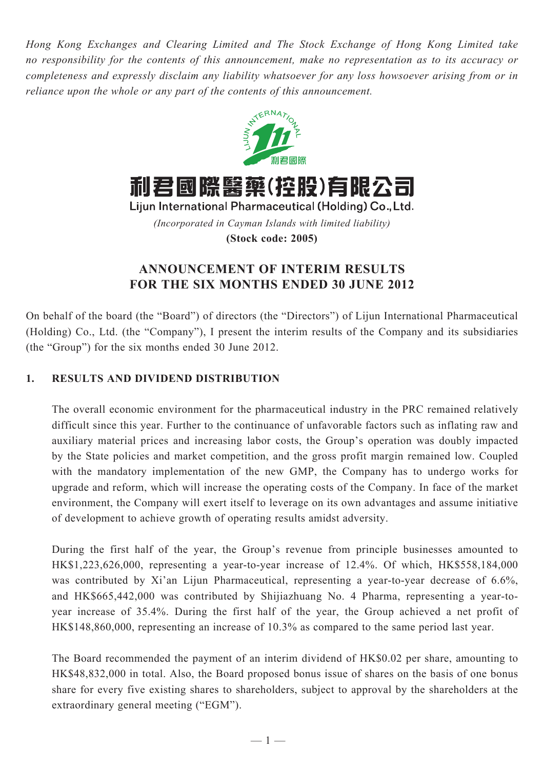*Hong Kong Exchanges and Clearing Limited and The Stock Exchange of Hong Kong Limited take no responsibility for the contents of this announcement, make no representation as to its accuracy or completeness and expressly disclaim any liability whatsoever for any loss howsoever arising from or in reliance upon the whole or any part of the contents of this announcement.*

# 利君國際醫藥(控股)有限公司

**Lijun International Pharmaceutical (Holding) Co., Ltd.**

*(Incorporated in Cayman Islands with limited liability)*

**(Stock code: 2005)**

## ANNOUNCEMENT OF INTERIM RESULTS FOR THE SIX MONTHS ENDED 30 JUNE 2012

On behalf of the board (the "Board") of directors (the "Directors") of Lijun International Pharmaceutical (Holding) Co., Ltd. (the "Company"), I present the interim results of the Company and its subsidiaries (the "Group") for the six months ended 30 June 2012.

### 1. RESULTS AND DIVIDEND DISTRIBUTION

The overall economic environment for the pharmaceutical industry in the PRC remained relatively difficult since this year. Further to the continuance of unfavorable factors such as inflating raw and auxiliary material prices and increasing labor costs, the Group's operation was doubly impacted by the State policies and market competition, and the gross profit margin remained low. Coupled with the mandatory implementation of the new GMP, the Company has to undergo works for upgrade and reform, which will increase the operating costs of the Company. In face of the market environment, the Company will exert itself to leverage on its own advantages and assume initiative of development to achieve growth of operating results amidst adversity.

During the first half of the year, the Group's revenue from principle businesses amounted to HK$1,223,626,000, representing a year-to-year increase of 12.4%. Of which, HK$558,184,000 was contributed by Xi'an Lijun Pharmaceutical, representing a year-to-year decrease of 6.6%, and HK$665,442,000 was contributed by Shijiazhuang No. 4 Pharma, representing a year-to-year increase of 35.4%. During the first half of the year, the Group achieved a net profit of HK$148,860,000, representing an increase of 10.3% as compared to the same period last year.

The Board recommended the payment of an interim dividend of HK$0.02 per share, amounting to HK$48,832,000 in total. Also, the Board proposed bonus issue of shares on the basis of one bonus share for every five existing shares to shareholders, subject to approval by the shareholders at the extraordinary general meeting ("EGM").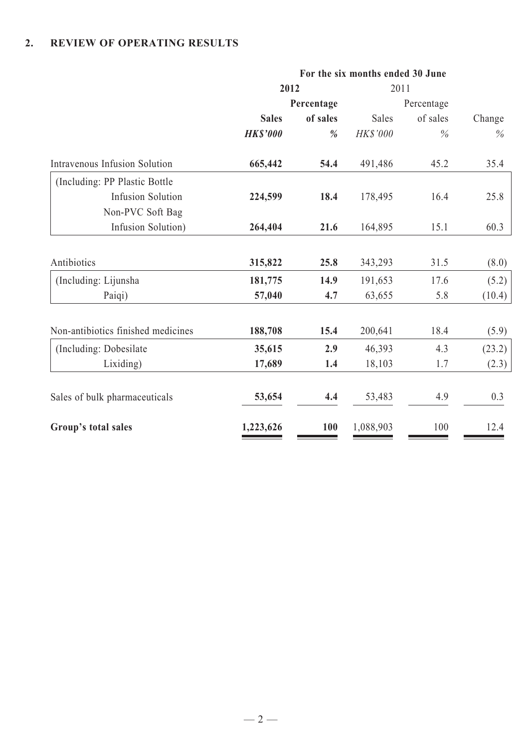## 2. REVIEW OF OPERATING RESULTS

| | For the six months ended 30 June | | | | |
|---|---|---|---|---|---|
| | **2012** | | 2011 | | |
| | **Sales** | **Percentage of sales** | Sales | Percentage of sales | Change |
| | ***HK$'000*** | ***%*** | *HK$'000* | *%* | *%* |
| Intravenous Infusion Solution | **665,442** | **54.4** | 491,486 | 45.2 | 35.4 |
| (Including: PP Plastic Bottle Infusion Solution | **224,599** | **18.4** | 178,495 | 16.4 | 25.8 |
| Non-PVC Soft Bag Infusion Solution) | **264,404** | **21.6** | 164,895 | 15.1 | 60.3 |
| Antibiotics | **315,822** | **25.8** | 343,293 | 31.5 | (8.0) |
| (Including: Lijunsha | **181,775** | **14.9** | 191,653 | 17.6 | (5.2) |
| Paiqi) | **57,040** | **4.7** | 63,655 | 5.8 | (10.4) |
| Non-antibiotics finished medicines | **188,708** | **15.4** | 200,641 | 18.4 | (5.9) |
| (Including: Dobesilate | **35,615** | **2.9** | 46,393 | 4.3 | (23.2) |
| Lixiding) | **17,689** | **1.4** | 18,103 | 1.7 | (2.3) |
| Sales of bulk pharmaceuticals | **53,654** | **4.4** | 53,483 | 4.9 | 0.3 |
| **Group's total sales** | **1,223,626** | **100** | 1,088,903 | 100 | 12.4 |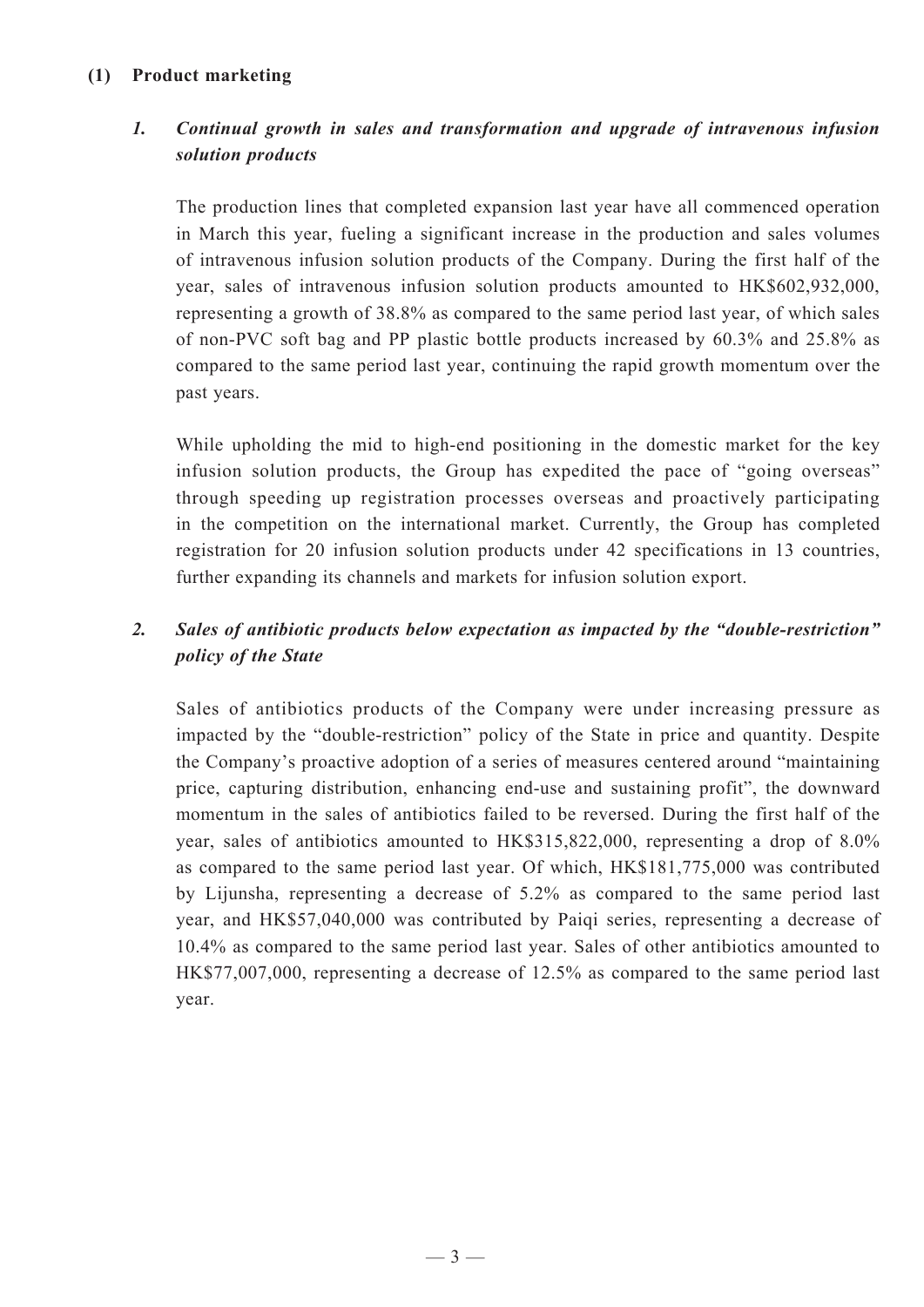## (1) Product marketing

### *1. Continual growth in sales and transformation and upgrade of intravenous infusion solution products*

The production lines that completed expansion last year have all commenced operation in March this year, fueling a significant increase in the production and sales volumes of intravenous infusion solution products of the Company. During the first half of the year, sales of intravenous infusion solution products amounted to HK$602,932,000, representing a growth of 38.8% as compared to the same period last year, of which sales of non-PVC soft bag and PP plastic bottle products increased by 60.3% and 25.8% as compared to the same period last year, continuing the rapid growth momentum over the past years.

While upholding the mid to high-end positioning in the domestic market for the key infusion solution products, the Group has expedited the pace of "going overseas" through speeding up registration processes overseas and proactively participating in the competition on the international market. Currently, the Group has completed registration for 20 infusion solution products under 42 specifications in 13 countries, further expanding its channels and markets for infusion solution export.

### *2. Sales of antibiotic products below expectation as impacted by the "double-restriction" policy of the State*

Sales of antibiotics products of the Company were under increasing pressure as impacted by the "double-restriction" policy of the State in price and quantity. Despite the Company's proactive adoption of a series of measures centered around "maintaining price, capturing distribution, enhancing end-use and sustaining profit", the downward momentum in the sales of antibiotics failed to be reversed. During the first half of the year, sales of antibiotics amounted to HK$315,822,000, representing a drop of 8.0% as compared to the same period last year. Of which, HK$181,775,000 was contributed by Lijunsha, representing a decrease of 5.2% as compared to the same period last year, and HK$57,040,000 was contributed by Paiqi series, representing a decrease of 10.4% as compared to the same period last year. Sales of other antibiotics amounted to HK$77,007,000, representing a decrease of 12.5% as compared to the same period last year.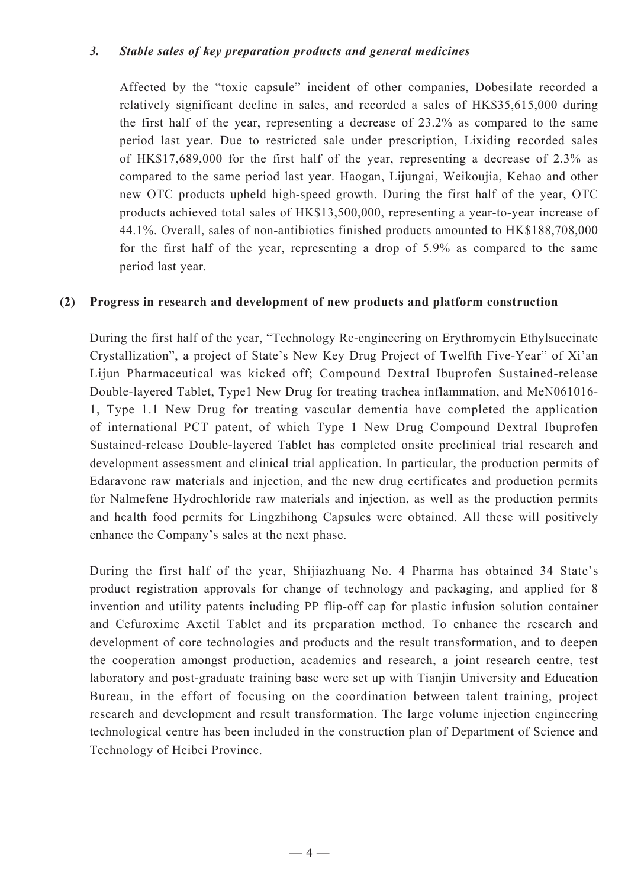### *3. Stable sales of key preparation products and general medicines*

Affected by the "toxic capsule" incident of other companies, Dobesilate recorded a relatively significant decline in sales, and recorded a sales of HK$35,615,000 during the first half of the year, representing a decrease of 23.2% as compared to the same period last year. Due to restricted sale under prescription, Lixiding recorded sales of HK$17,689,000 for the first half of the year, representing a decrease of 2.3% as compared to the same period last year. Haogan, Lijungai, Weikoujia, Kehao and other new OTC products upheld high-speed growth. During the first half of the year, OTC products achieved total sales of HK$13,500,000, representing a year-to-year increase of 44.1%. Overall, sales of non-antibiotics finished products amounted to HK$188,708,000 for the first half of the year, representing a drop of 5.9% as compared to the same period last year.

## (2) Progress in research and development of new products and platform construction

During the first half of the year, "Technology Re-engineering on Erythromycin Ethylsuccinate Crystallization", a project of State's New Key Drug Project of Twelfth Five-Year" of Xi'an Lijun Pharmaceutical was kicked off; Compound Dextral Ibuprofen Sustained-release Double-layered Tablet, Type1 New Drug for treating trachea inflammation, and MeN061016-1, Type 1.1 New Drug for treating vascular dementia have completed the application of international PCT patent, of which Type 1 New Drug Compound Dextral Ibuprofen Sustained-release Double-layered Tablet has completed onsite preclinical trial research and development assessment and clinical trial application. In particular, the production permits of Edaravone raw materials and injection, and the new drug certificates and production permits for Nalmefene Hydrochloride raw materials and injection, as well as the production permits and health food permits for Lingzhihong Capsules were obtained. All these will positively enhance the Company's sales at the next phase.

During the first half of the year, Shijiazhuang No. 4 Pharma has obtained 34 State's product registration approvals for change of technology and packaging, and applied for 8 invention and utility patents including PP flip-off cap for plastic infusion solution container and Cefuroxime Axetil Tablet and its preparation method. To enhance the research and development of core technologies and products and the result transformation, and to deepen the cooperation amongst production, academics and research, a joint research centre, test laboratory and post-graduate training base were set up with Tianjin University and Education Bureau, in the effort of focusing on the coordination between talent training, project research and development and result transformation. The large volume injection engineering technological centre has been included in the construction plan of Department of Science and Technology of Heibei Province.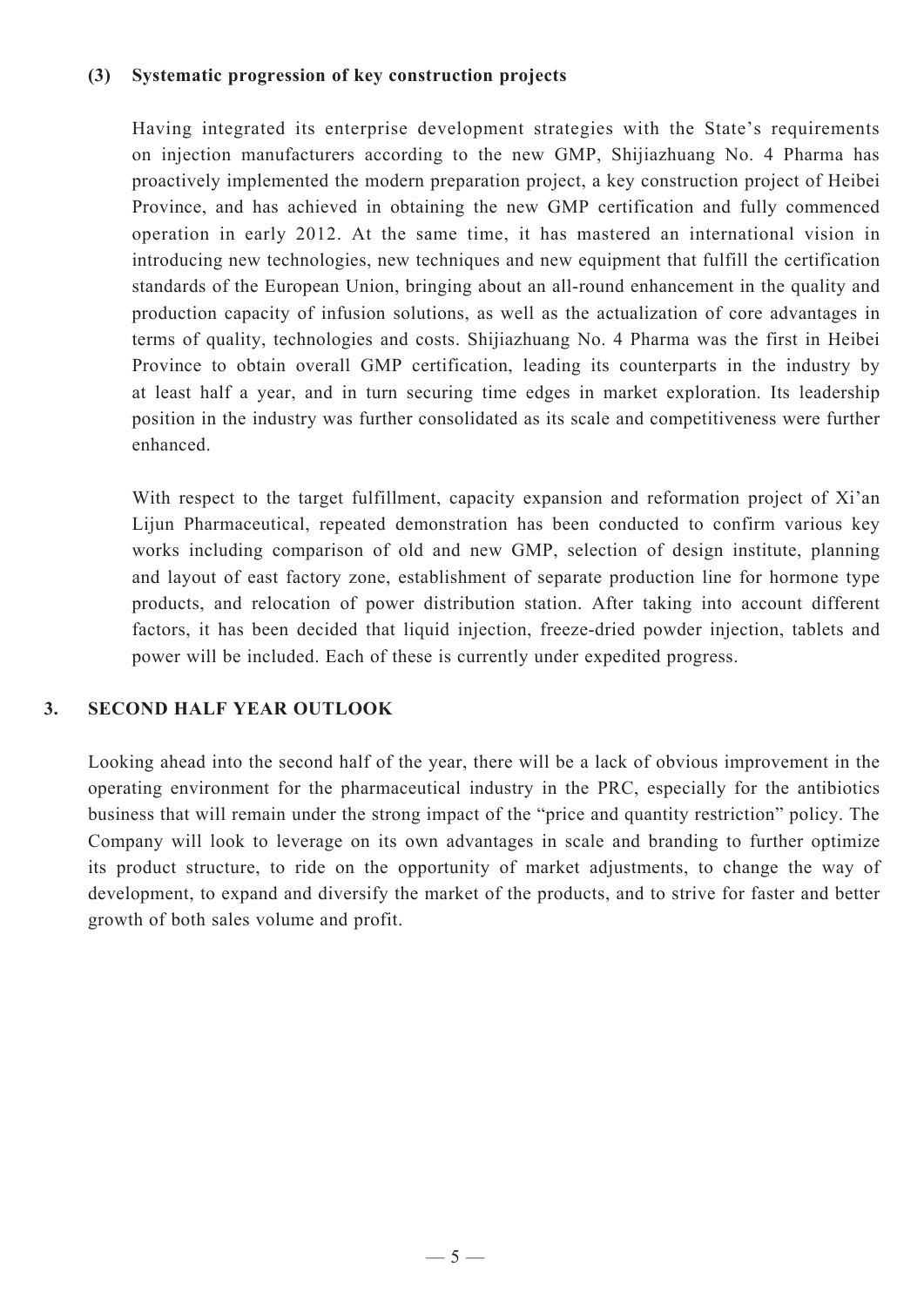### (3) Systematic progression of key construction projects

Having integrated its enterprise development strategies with the State's requirements on injection manufacturers according to the new GMP, Shijiazhuang No. 4 Pharma has proactively implemented the modern preparation project, a key construction project of Heibei Province, and has achieved in obtaining the new GMP certification and fully commenced operation in early 2012. At the same time, it has mastered an international vision in introducing new technologies, new techniques and new equipment that fulfill the certification standards of the European Union, bringing about an all-round enhancement in the quality and production capacity of infusion solutions, as well as the actualization of core advantages in terms of quality, technologies and costs. Shijiazhuang No. 4 Pharma was the first in Heibei Province to obtain overall GMP certification, leading its counterparts in the industry by at least half a year, and in turn securing time edges in market exploration. Its leadership position in the industry was further consolidated as its scale and competitiveness were further enhanced.

With respect to the target fulfillment, capacity expansion and reformation project of Xi'an Lijun Pharmaceutical, repeated demonstration has been conducted to confirm various key works including comparison of old and new GMP, selection of design institute, planning and layout of east factory zone, establishment of separate production line for hormone type products, and relocation of power distribution station. After taking into account different factors, it has been decided that liquid injection, freeze-dried powder injection, tablets and power will be included. Each of these is currently under expedited progress.

## 3. SECOND HALF YEAR OUTLOOK

Looking ahead into the second half of the year, there will be a lack of obvious improvement in the operating environment for the pharmaceutical industry in the PRC, especially for the antibiotics business that will remain under the strong impact of the "price and quantity restriction" policy. The Company will look to leverage on its own advantages in scale and branding to further optimize its product structure, to ride on the opportunity of market adjustments, to change the way of development, to expand and diversify the market of the products, and to strive for faster and better growth of both sales volume and profit.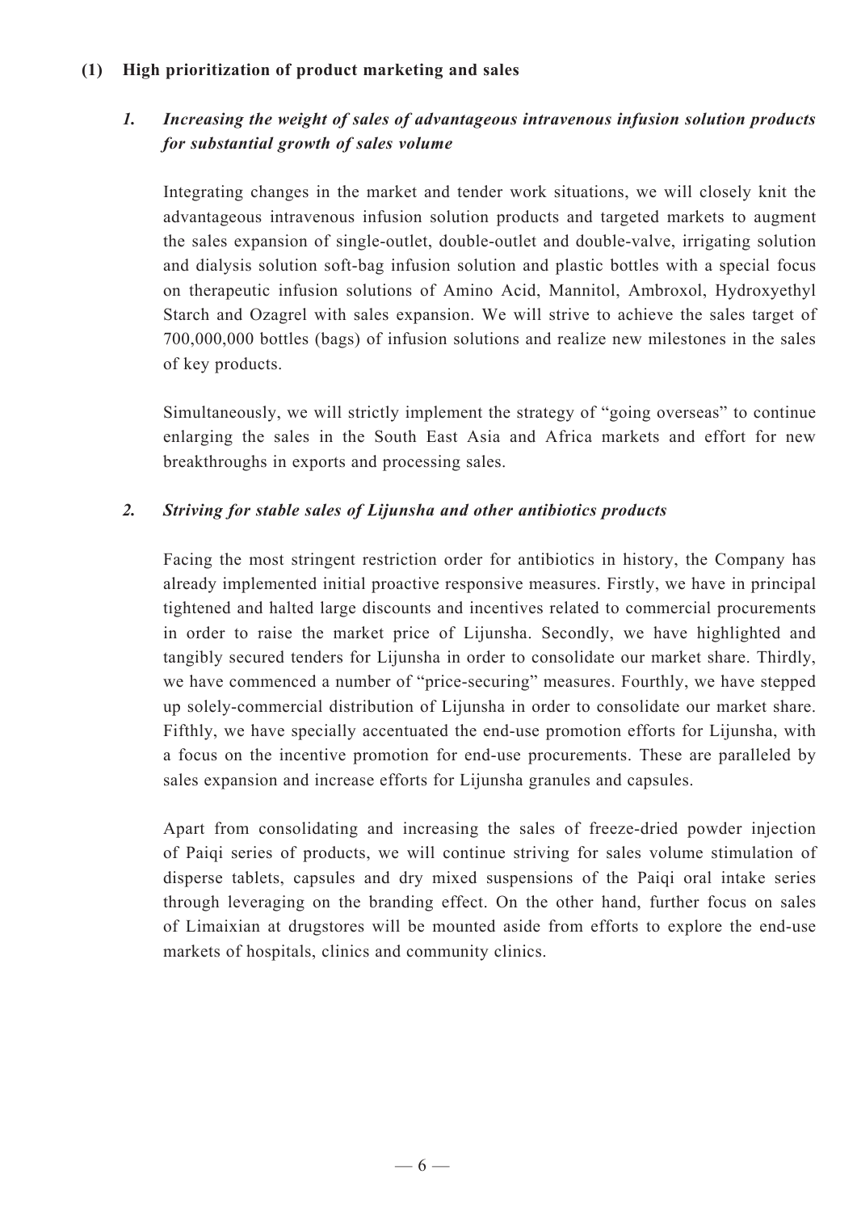**(1) High prioritization of product marketing and sales**

***1. Increasing the weight of sales of advantageous intravenous infusion solution products for substantial growth of sales volume***

Integrating changes in the market and tender work situations, we will closely knit the advantageous intravenous infusion solution products and targeted markets to augment the sales expansion of single-outlet, double-outlet and double-valve, irrigating solution and dialysis solution soft-bag infusion solution and plastic bottles with a special focus on therapeutic infusion solutions of Amino Acid, Mannitol, Ambroxol, Hydroxyethyl Starch and Ozagrel with sales expansion. We will strive to achieve the sales target of 700,000,000 bottles (bags) of infusion solutions and realize new milestones in the sales of key products.

Simultaneously, we will strictly implement the strategy of "going overseas" to continue enlarging the sales in the South East Asia and Africa markets and effort for new breakthroughs in exports and processing sales.

***2. Striving for stable sales of Lijunsha and other antibiotics products***

Facing the most stringent restriction order for antibiotics in history, the Company has already implemented initial proactive responsive measures. Firstly, we have in principal tightened and halted large discounts and incentives related to commercial procurements in order to raise the market price of Lijunsha. Secondly, we have highlighted and tangibly secured tenders for Lijunsha in order to consolidate our market share. Thirdly, we have commenced a number of "price-securing" measures. Fourthly, we have stepped up solely-commercial distribution of Lijunsha in order to consolidate our market share. Fifthly, we have specially accentuated the end-use promotion efforts for Lijunsha, with a focus on the incentive promotion for end-use procurements. These are paralleled by sales expansion and increase efforts for Lijunsha granules and capsules.

Apart from consolidating and increasing the sales of freeze-dried powder injection of Paiqi series of products, we will continue striving for sales volume stimulation of disperse tablets, capsules and dry mixed suspensions of the Paiqi oral intake series through leveraging on the branding effect. On the other hand, further focus on sales of Limaixian at drugstores will be mounted aside from efforts to explore the end-use markets of hospitals, clinics and community clinics.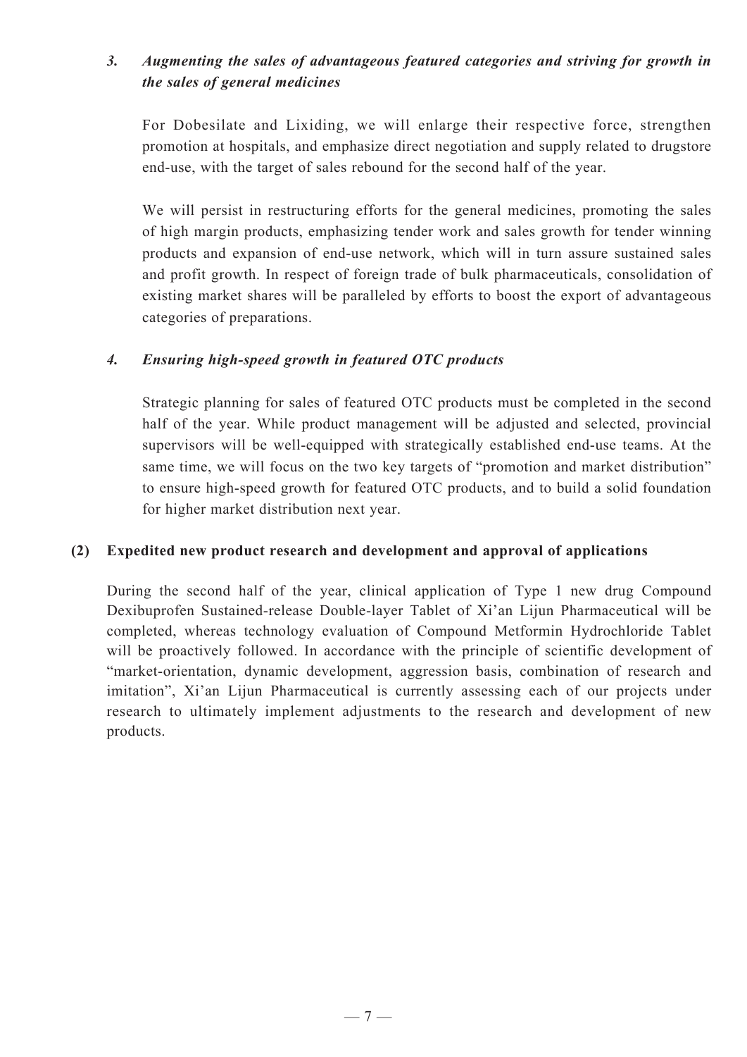### 3. *Augmenting the sales of advantageous featured categories and striving for growth in the sales of general medicines*

For Dobesilate and Lixiding, we will enlarge their respective force, strengthen promotion at hospitals, and emphasize direct negotiation and supply related to drugstore end-use, with the target of sales rebound for the second half of the year.

We will persist in restructuring efforts for the general medicines, promoting the sales of high margin products, emphasizing tender work and sales growth for tender winning products and expansion of end-use network, which will in turn assure sustained sales and profit growth. In respect of foreign trade of bulk pharmaceuticals, consolidation of existing market shares will be paralleled by efforts to boost the export of advantageous categories of preparations.

### 4. *Ensuring high-speed growth in featured OTC products*

Strategic planning for sales of featured OTC products must be completed in the second half of the year. While product management will be adjusted and selected, provincial supervisors will be well-equipped with strategically established end-use teams. At the same time, we will focus on the two key targets of "promotion and market distribution" to ensure high-speed growth for featured OTC products, and to build a solid foundation for higher market distribution next year.

## (2) Expedited new product research and development and approval of applications

During the second half of the year, clinical application of Type 1 new drug Compound Dexibuprofen Sustained-release Double-layer Tablet of Xi'an Lijun Pharmaceutical will be completed, whereas technology evaluation of Compound Metformin Hydrochloride Tablet will be proactively followed. In accordance with the principle of scientific development of "market-orientation, dynamic development, aggression basis, combination of research and imitation", Xi'an Lijun Pharmaceutical is currently assessing each of our projects under research to ultimately implement adjustments to the research and development of new products.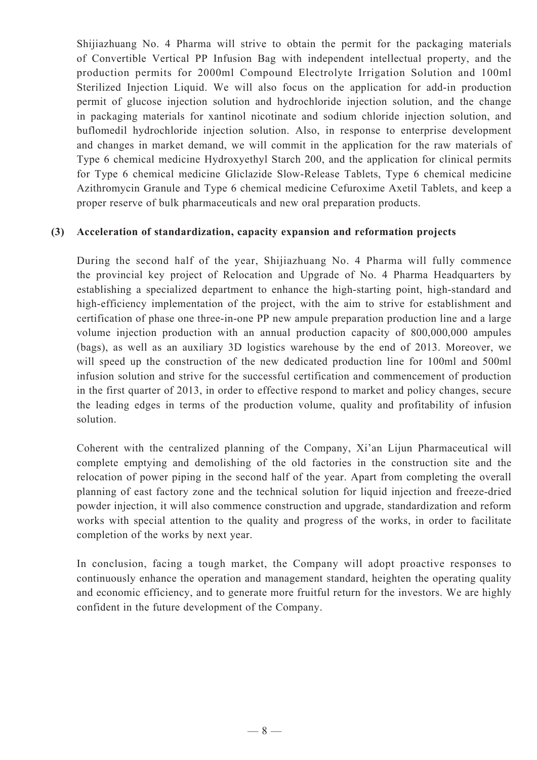Shijiazhuang No. 4 Pharma will strive to obtain the permit for the packaging materials of Convertible Vertical PP Infusion Bag with independent intellectual property, and the production permits for 2000ml Compound Electrolyte Irrigation Solution and 100ml Sterilized Injection Liquid. We will also focus on the application for add-in production permit of glucose injection solution and hydrochloride injection solution, and the change in packaging materials for xantinol nicotinate and sodium chloride injection solution, and buflomedil hydrochloride injection solution. Also, in response to enterprise development and changes in market demand, we will commit in the application for the raw materials of Type 6 chemical medicine Hydroxyethyl Starch 200, and the application for clinical permits for Type 6 chemical medicine Gliclazide Slow-Release Tablets, Type 6 chemical medicine Azithromycin Granule and Type 6 chemical medicine Cefuroxime Axetil Tablets, and keep a proper reserve of bulk pharmaceuticals and new oral preparation products.

**(3) Acceleration of standardization, capacity expansion and reformation projects**

During the second half of the year, Shijiazhuang No. 4 Pharma will fully commence the provincial key project of Relocation and Upgrade of No. 4 Pharma Headquarters by establishing a specialized department to enhance the high-starting point, high-standard and high-efficiency implementation of the project, with the aim to strive for establishment and certification of phase one three-in-one PP new ampule preparation production line and a large volume injection production with an annual production capacity of 800,000,000 ampules (bags), as well as an auxiliary 3D logistics warehouse by the end of 2013. Moreover, we will speed up the construction of the new dedicated production line for 100ml and 500ml infusion solution and strive for the successful certification and commencement of production in the first quarter of 2013, in order to effective respond to market and policy changes, secure the leading edges in terms of the production volume, quality and profitability of infusion solution.

Coherent with the centralized planning of the Company, Xi'an Lijun Pharmaceutical will complete emptying and demolishing of the old factories in the construction site and the relocation of power piping in the second half of the year. Apart from completing the overall planning of east factory zone and the technical solution for liquid injection and freeze-dried powder injection, it will also commence construction and upgrade, standardization and reform works with special attention to the quality and progress of the works, in order to facilitate completion of the works by next year.

In conclusion, facing a tough market, the Company will adopt proactive responses to continuously enhance the operation and management standard, heighten the operating quality and economic efficiency, and to generate more fruitful return for the investors. We are highly confident in the future development of the Company.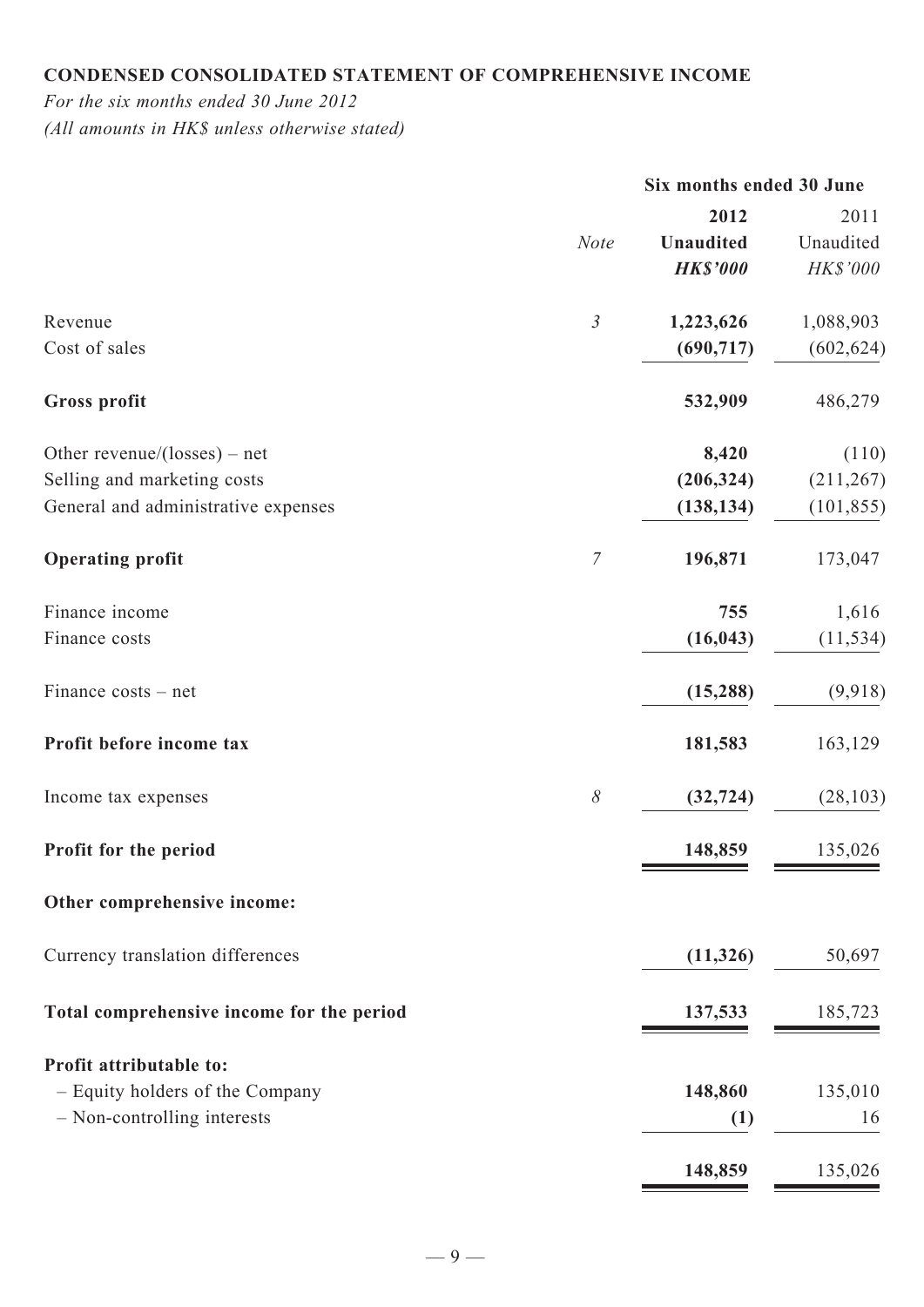**CONDENSED CONSOLIDATED STATEMENT OF COMPREHENSIVE INCOME**

*For the six months ended 30 June 2012*

*(All amounts in HK$ unless otherwise stated)*

| | | Six months ended 30 June | |
|---|---|---|---|
| | *Note* | **2012** | 2011 |
| | | **Unaudited** | Unaudited |
| | | ***HK$'000*** | *HK$'000* |
| Revenue | *3* | **1,223,626** | 1,088,903 |
| Cost of sales | | **(690,717)** | (602,624) |
| **Gross profit** | | **532,909** | 486,279 |
| Other revenue/(losses) – net | | **8,420** | (110) |
| Selling and marketing costs | | **(206,324)** | (211,267) |
| General and administrative expenses | | **(138,134)** | (101,855) |
| **Operating profit** | *7* | **196,871** | 173,047 |
| Finance income | | **755** | 1,616 |
| Finance costs | | **(16,043)** | (11,534) |
| Finance costs – net | | **(15,288)** | (9,918) |
| **Profit before income tax** | | **181,583** | 163,129 |
| Income tax expenses | *8* | **(32,724)** | (28,103) |
| **Profit for the period** | | **148,859** | 135,026 |
| **Other comprehensive income:** | | | |
| Currency translation differences | | **(11,326)** | 50,697 |
| **Total comprehensive income for the period** | | **137,533** | 185,723 |
| **Profit attributable to:** | | | |
| – Equity holders of the Company | | **148,860** | 135,010 |
| – Non-controlling interests | | **(1)** | 16 |
| | | **148,859** | 135,026 |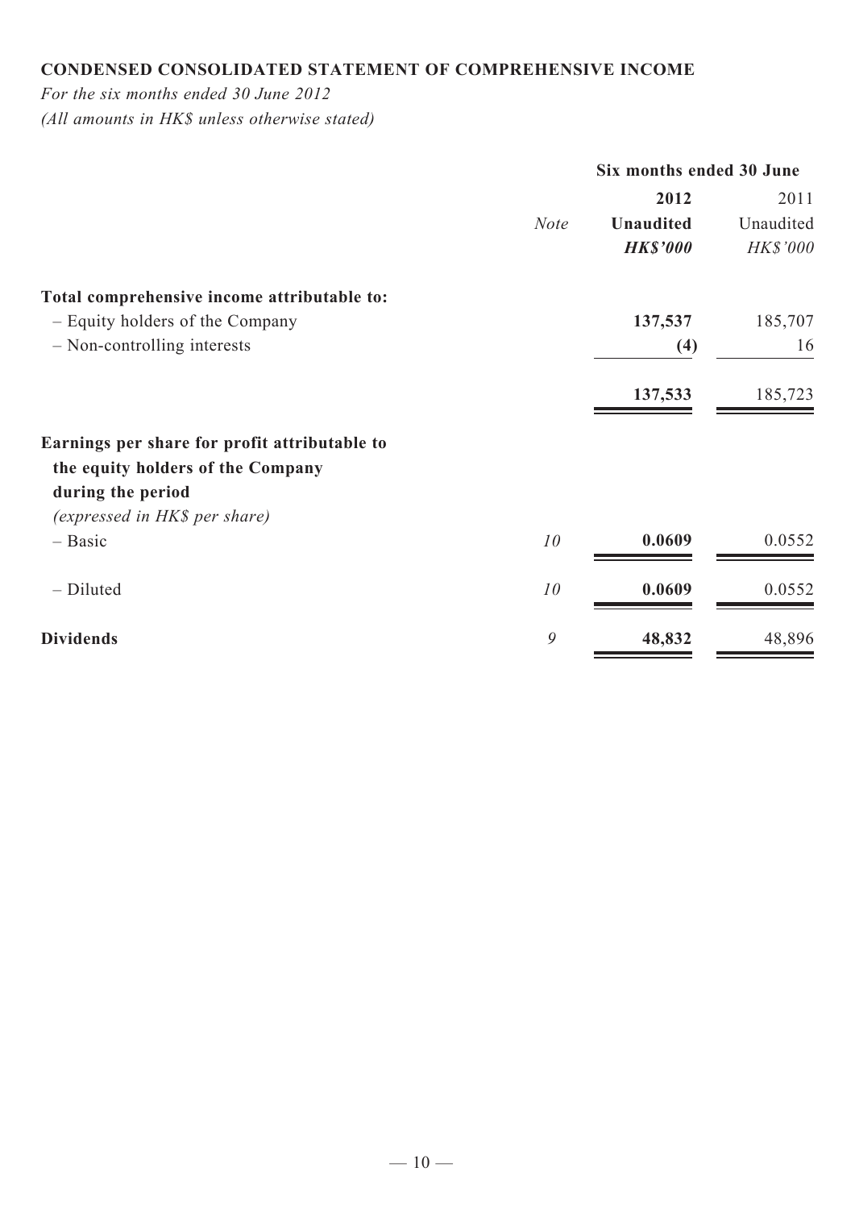**CONDENSED CONSOLIDATED STATEMENT OF COMPREHENSIVE INCOME**

*For the six months ended 30 June 2012*
*(All amounts in HK$ unless otherwise stated)*

| | | Six months ended 30 June | |
|---|---|---|---|
| | *Note* | **2012** | 2011 |
| | | **Unaudited** | Unaudited |
| | | ***HK$'000*** | *HK$'000* |
| **Total comprehensive income attributable to:** | | | |
| – Equity holders of the Company | | **137,537** | 185,707 |
| – Non-controlling interests | | **(4)** | 16 |
| | | **137,533** | 185,723 |
| **Earnings per share for profit attributable to the equity holders of the Company during the period** | | | |
| *(expressed in HK$ per share)* | | | |
| – Basic | *10* | **0.0609** | 0.0552 |
| – Diluted | *10* | **0.0609** | 0.0552 |
| **Dividends** | *9* | **48,832** | 48,896 |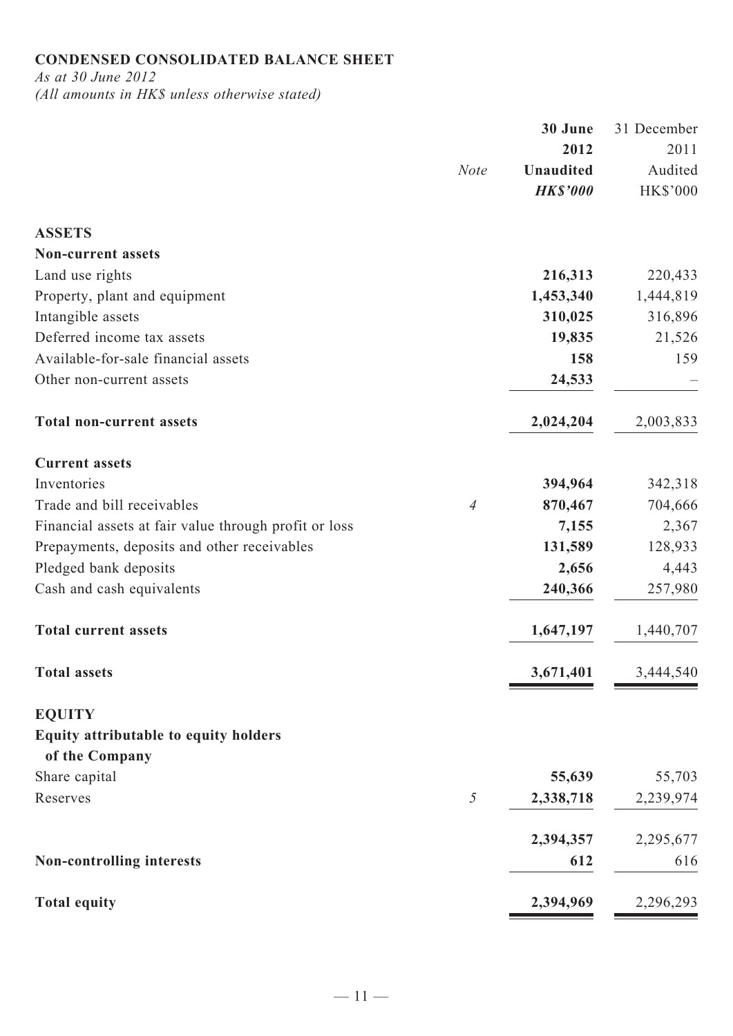**CONDENSED CONSOLIDATED BALANCE SHEET**

*As at 30 June 2012*

*(All amounts in HK$ unless otherwise stated)*

| | *Note* | **30 June 2012 Unaudited *HK$'000*** | 31 December 2011 Audited HK$'000 |
|---|---|---|---|
| **ASSETS** | | | |
| **Non-current assets** | | | |
| Land use rights | | **216,313** | 220,433 |
| Property, plant and equipment | | **1,453,340** | 1,444,819 |
| Intangible assets | | **310,025** | 316,896 |
| Deferred income tax assets | | **19,835** | 21,526 |
| Available-for-sale financial assets | | **158** | 159 |
| Other non-current assets | | **24,533** | – |
| **Total non-current assets** | | **2,024,204** | 2,003,833 |
| **Current assets** | | | |
| Inventories | | **394,964** | 342,318 |
| Trade and bill receivables | *4* | **870,467** | 704,666 |
| Financial assets at fair value through profit or loss | | **7,155** | 2,367 |
| Prepayments, deposits and other receivables | | **131,589** | 128,933 |
| Pledged bank deposits | | **2,656** | 4,443 |
| Cash and cash equivalents | | **240,366** | 257,980 |
| **Total current assets** | | **1,647,197** | 1,440,707 |
| **Total assets** | | **3,671,401** | 3,444,540 |
| **EQUITY** | | | |
| **Equity attributable to equity holders of the Company** | | | |
| Share capital | | **55,639** | 55,703 |
| Reserves | *5* | **2,338,718** | 2,239,974 |
| | | **2,394,357** | 2,295,677 |
| **Non-controlling interests** | | **612** | 616 |
| **Total equity** | | **2,394,969** | 2,296,293 |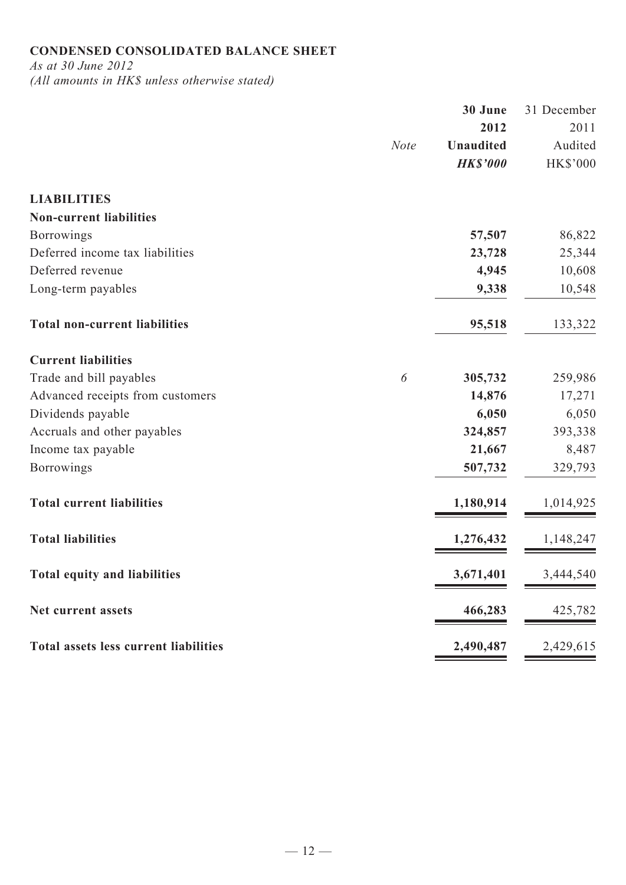**CONDENSED CONSOLIDATED BALANCE SHEET**

*As at 30 June 2012*

*(All amounts in HK$ unless otherwise stated)*

| | *Note* | **30 June 2012 Unaudited *HK$'000*** | 31 December 2011 Audited HK$'000 |
|---|---|---|---|
| **LIABILITIES** | | | |
| **Non-current liabilities** | | | |
| Borrowings | | **57,507** | 86,822 |
| Deferred income tax liabilities | | **23,728** | 25,344 |
| Deferred revenue | | **4,945** | 10,608 |
| Long-term payables | | **9,338** | 10,548 |
| **Total non-current liabilities** | | **95,518** | 133,322 |
| **Current liabilities** | | | |
| Trade and bill payables | *6* | **305,732** | 259,986 |
| Advanced receipts from customers | | **14,876** | 17,271 |
| Dividends payable | | **6,050** | 6,050 |
| Accruals and other payables | | **324,857** | 393,338 |
| Income tax payable | | **21,667** | 8,487 |
| Borrowings | | **507,732** | 329,793 |
| **Total current liabilities** | | **1,180,914** | 1,014,925 |
| **Total liabilities** | | **1,276,432** | 1,148,247 |
| **Total equity and liabilities** | | **3,671,401** | 3,444,540 |
| **Net current assets** | | **466,283** | 425,782 |
| **Total assets less current liabilities** | | **2,490,487** | 2,429,615 |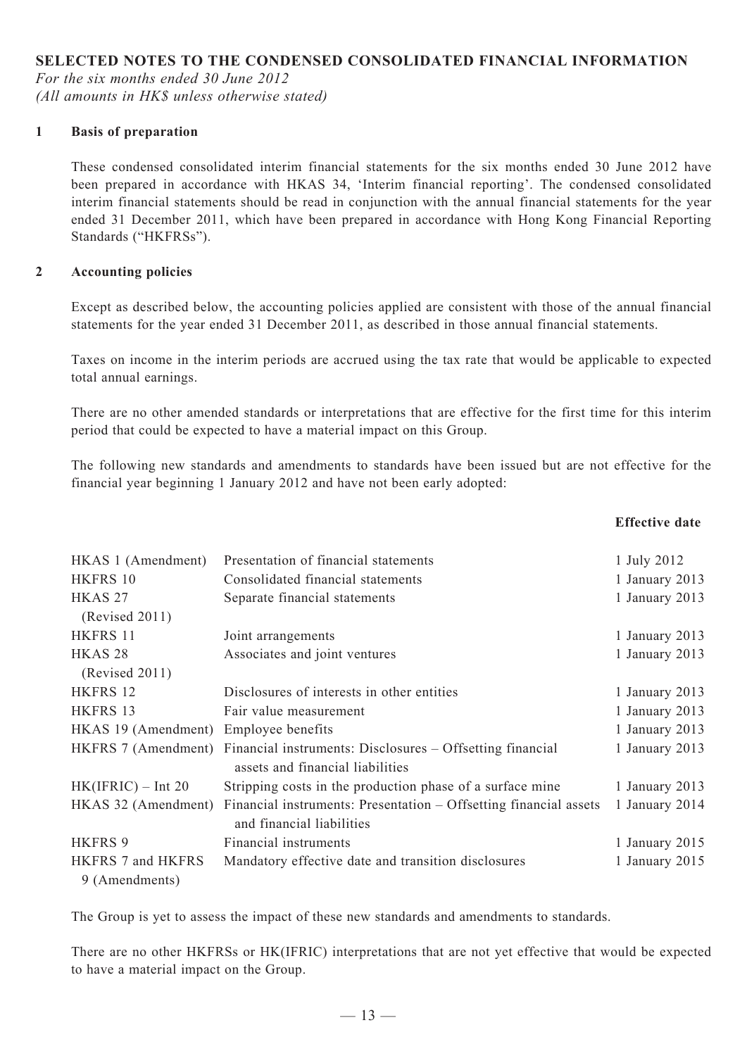## SELECTED NOTES TO THE CONDENSED CONSOLIDATED FINANCIAL INFORMATION

*For the six months ended 30 June 2012*
*(All amounts in HK$ unless otherwise stated)*

### 1 Basis of preparation

These condensed consolidated interim financial statements for the six months ended 30 June 2012 have been prepared in accordance with HKAS 34, 'Interim financial reporting'. The condensed consolidated interim financial statements should be read in conjunction with the annual financial statements for the year ended 31 December 2011, which have been prepared in accordance with Hong Kong Financial Reporting Standards ("HKFRSs").

### 2 Accounting policies

Except as described below, the accounting policies applied are consistent with those of the annual financial statements for the year ended 31 December 2011, as described in those annual financial statements.

Taxes on income in the interim periods are accrued using the tax rate that would be applicable to expected total annual earnings.

There are no other amended standards or interpretations that are effective for the first time for this interim period that could be expected to have a material impact on this Group.

The following new standards and amendments to standards have been issued but are not effective for the financial year beginning 1 January 2012 and have not been early adopted:

| | | **Effective date** |
|---|---|---|
| HKAS 1 (Amendment) | Presentation of financial statements | 1 July 2012 |
| HKFRS 10 | Consolidated financial statements | 1 January 2013 |
| HKAS 27 (Revised 2011) | Separate financial statements | 1 January 2013 |
| HKFRS 11 | Joint arrangements | 1 January 2013 |
| HKAS 28 (Revised 2011) | Associates and joint ventures | 1 January 2013 |
| HKFRS 12 | Disclosures of interests in other entities | 1 January 2013 |
| HKFRS 13 | Fair value measurement | 1 January 2013 |
| HKAS 19 (Amendment) | Employee benefits | 1 January 2013 |
| HKFRS 7 (Amendment) | Financial instruments: Disclosures – Offsetting financial assets and financial liabilities | 1 January 2013 |
| HK(IFRIC) – Int 20 | Stripping costs in the production phase of a surface mine | 1 January 2013 |
| HKAS 32 (Amendment) | Financial instruments: Presentation – Offsetting financial assets and financial liabilities | 1 January 2014 |
| HKFRS 9 | Financial instruments | 1 January 2015 |
| HKFRS 7 and HKFRS 9 (Amendments) | Mandatory effective date and transition disclosures | 1 January 2015 |

The Group is yet to assess the impact of these new standards and amendments to standards.

There are no other HKFRSs or HK(IFRIC) interpretations that are not yet effective that would be expected to have a material impact on the Group.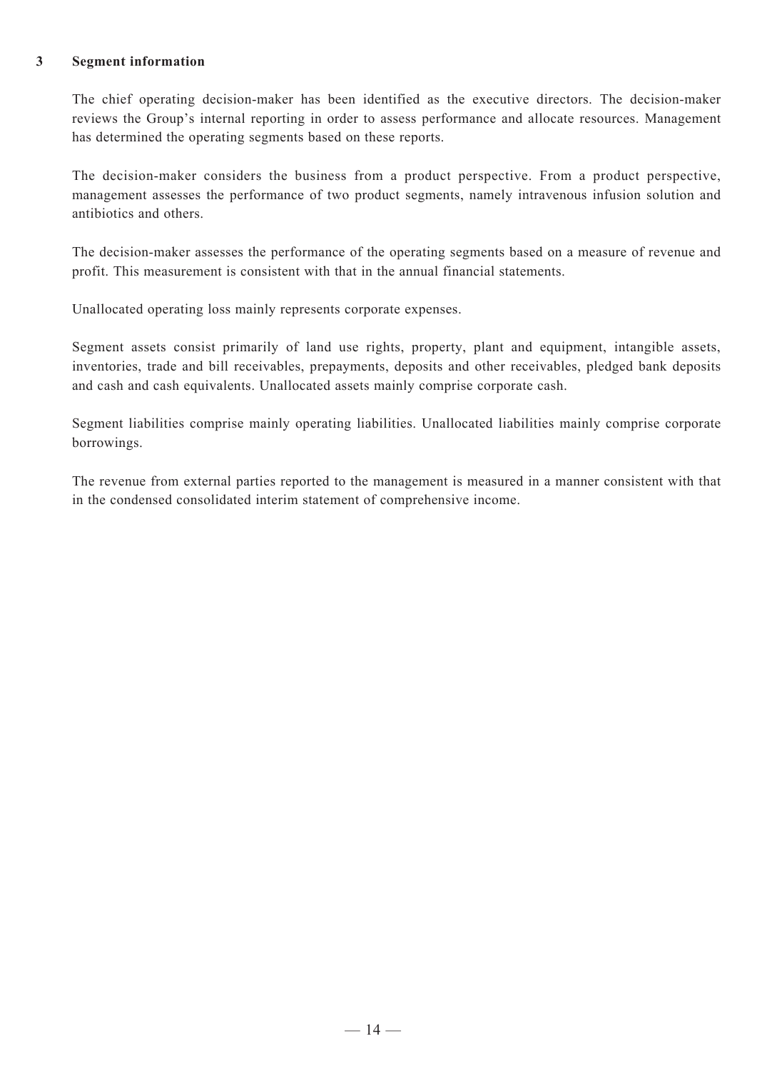## 3 Segment information

The chief operating decision-maker has been identified as the executive directors. The decision-maker reviews the Group's internal reporting in order to assess performance and allocate resources. Management has determined the operating segments based on these reports.

The decision-maker considers the business from a product perspective. From a product perspective, management assesses the performance of two product segments, namely intravenous infusion solution and antibiotics and others.

The decision-maker assesses the performance of the operating segments based on a measure of revenue and profit. This measurement is consistent with that in the annual financial statements.

Unallocated operating loss mainly represents corporate expenses.

Segment assets consist primarily of land use rights, property, plant and equipment, intangible assets, inventories, trade and bill receivables, prepayments, deposits and other receivables, pledged bank deposits and cash and cash equivalents. Unallocated assets mainly comprise corporate cash.

Segment liabilities comprise mainly operating liabilities. Unallocated liabilities mainly comprise corporate borrowings.

The revenue from external parties reported to the management is measured in a manner consistent with that in the condensed consolidated interim statement of comprehensive income.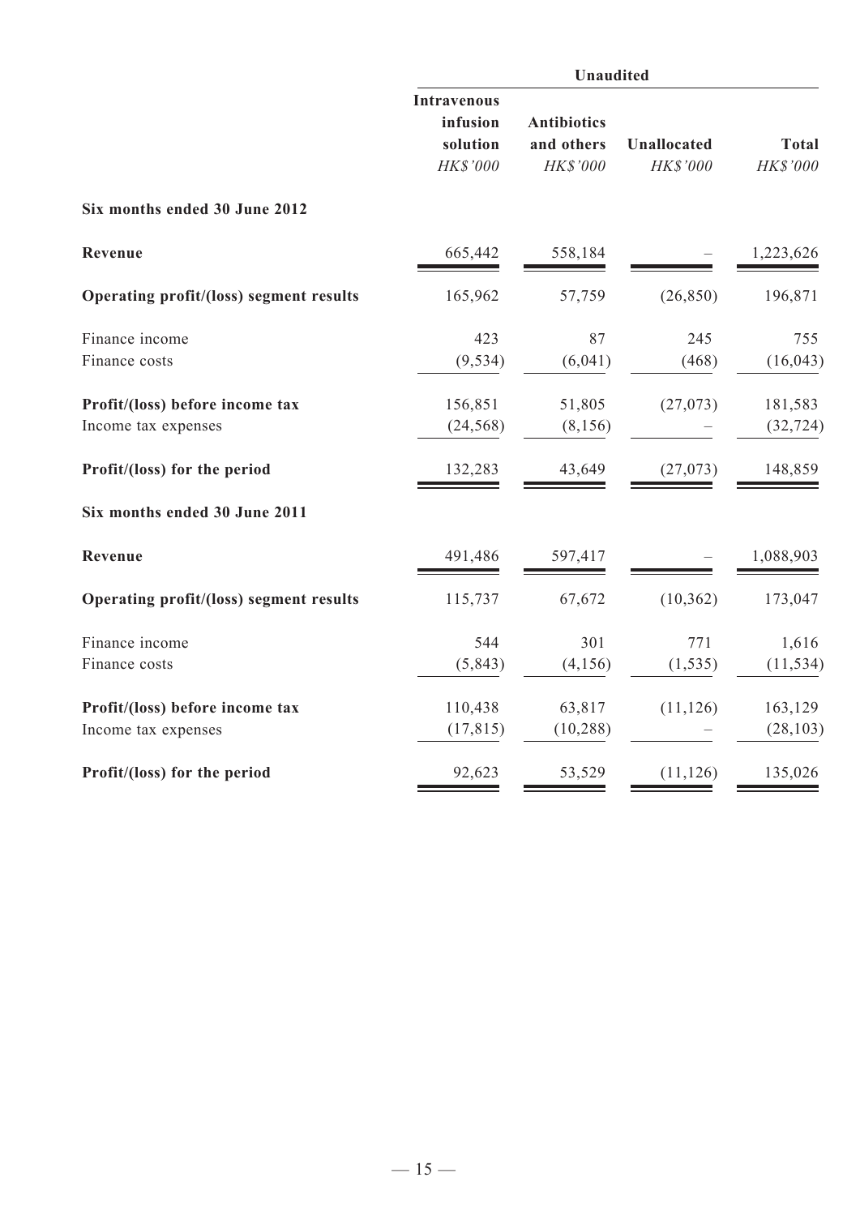| | Unaudited | | | |
|---|---|---|---|---|
| | Intravenous infusion solution | Antibiotics and others | Unallocated | Total |
| | *HK$'000* | *HK$'000* | *HK$'000* | *HK$'000* |
| **Six months ended 30 June 2012** | | | | |
| **Revenue** | 665,442 | 558,184 | – | 1,223,626 |
| **Operating profit/(loss) segment results** | 165,962 | 57,759 | (26,850) | 196,871 |
| Finance income | 423 | 87 | 245 | 755 |
| Finance costs | (9,534) | (6,041) | (468) | (16,043) |
| **Profit/(loss) before income tax** | 156,851 | 51,805 | (27,073) | 181,583 |
| Income tax expenses | (24,568) | (8,156) | – | (32,724) |
| **Profit/(loss) for the period** | 132,283 | 43,649 | (27,073) | 148,859 |
| **Six months ended 30 June 2011** | | | | |
| **Revenue** | 491,486 | 597,417 | – | 1,088,903 |
| **Operating profit/(loss) segment results** | 115,737 | 67,672 | (10,362) | 173,047 |
| Finance income | 544 | 301 | 771 | 1,616 |
| Finance costs | (5,843) | (4,156) | (1,535) | (11,534) |
| **Profit/(loss) before income tax** | 110,438 | 63,817 | (11,126) | 163,129 |
| Income tax expenses | (17,815) | (10,288) | – | (28,103) |
| **Profit/(loss) for the period** | 92,623 | 53,529 | (11,126) | 135,026 |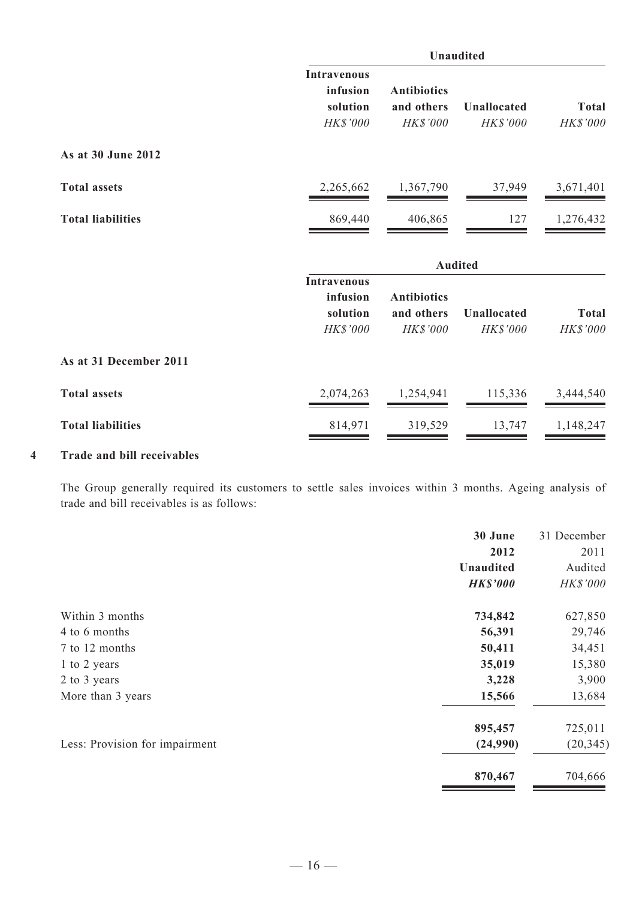| | Unaudited | | | |
|---|---|---|---|---|
| | Intravenous infusion solution | Antibiotics and others | Unallocated | Total |
| | *HK$'000* | *HK$'000* | *HK$'000* | *HK$'000* |
| **As at 30 June 2012** | | | | |
| **Total assets** | 2,265,662 | 1,367,790 | 37,949 | 3,671,401 |
| **Total liabilities** | 869,440 | 406,865 | 127 | 1,276,432 |

| | Audited | | | |
|---|---|---|---|---|
| | Intravenous infusion solution | Antibiotics and others | Unallocated | Total |
| | *HK$'000* | *HK$'000* | *HK$'000* | *HK$'000* |
| **As at 31 December 2011** | | | | |
| **Total assets** | 2,074,263 | 1,254,941 | 115,336 | 3,444,540 |
| **Total liabilities** | 814,971 | 319,529 | 13,747 | 1,148,247 |

## 4 Trade and bill receivables

The Group generally required its customers to settle sales invoices within 3 months. Ageing analysis of trade and bill receivables is as follows:

| | **30 June 2012** | 31 December 2011 |
|---|---|---|
| | **Unaudited** | Audited |
| | ***HK$'000*** | *HK$'000* |
| Within 3 months | **734,842** | 627,850 |
| 4 to 6 months | **56,391** | 29,746 |
| 7 to 12 months | **50,411** | 34,451 |
| 1 to 2 years | **35,019** | 15,380 |
| 2 to 3 years | **3,228** | 3,900 |
| More than 3 years | **15,566** | 13,684 |
| | **895,457** | 725,011 |
| Less: Provision for impairment | **(24,990)** | (20,345) |
| | **870,467** | 704,666 |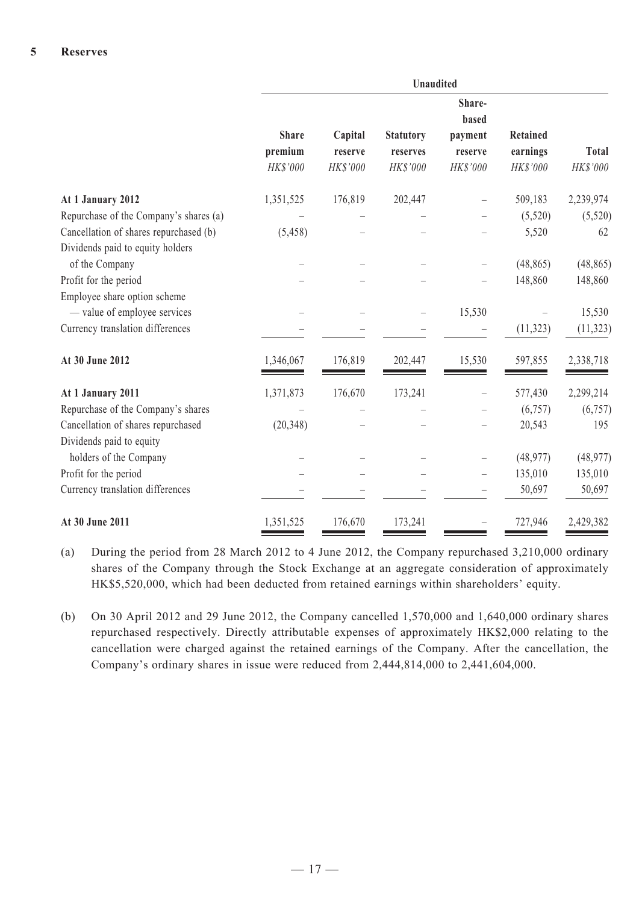## 5 Reserves

| | Unaudited | | | | | |
|---|---|---|---|---|---|---|
| | Share premium | Capital reserve | Statutory reserves | Share-based payment reserve | Retained earnings | Total |
| | *HK$'000* | *HK$'000* | *HK$'000* | *HK$'000* | *HK$'000* | *HK$'000* |
| **At 1 January 2012** | 1,351,525 | 176,819 | 202,447 | – | 509,183 | 2,239,974 |
| Repurchase of the Company's shares (a) | – | – | – | – | (5,520) | (5,520) |
| Cancellation of shares repurchased (b) | (5,458) | – | – | – | 5,520 | 62 |
| Dividends paid to equity holders of the Company | – | – | – | – | (48,865) | (48,865) |
| Profit for the period | – | – | – | – | 148,860 | 148,860 |
| Employee share option scheme — value of employee services | – | – | – | 15,530 | – | 15,530 |
| Currency translation differences | – | – | – | – | (11,323) | (11,323) |
| **At 30 June 2012** | 1,346,067 | 176,819 | 202,447 | 15,530 | 597,855 | 2,338,718 |
| **At 1 January 2011** | 1,371,873 | 176,670 | 173,241 | – | 577,430 | 2,299,214 |
| Repurchase of the Company's shares | – | – | – | – | (6,757) | (6,757) |
| Cancellation of shares repurchased | (20,348) | – | – | – | 20,543 | 195 |
| Dividends paid to equity holders of the Company | – | – | – | – | (48,977) | (48,977) |
| Profit for the period | – | – | – | – | 135,010 | 135,010 |
| Currency translation differences | – | – | – | – | 50,697 | 50,697 |
| **At 30 June 2011** | 1,351,525 | 176,670 | 173,241 | – | 727,946 | 2,429,382 |

(a) During the period from 28 March 2012 to 4 June 2012, the Company repurchased 3,210,000 ordinary shares of the Company through the Stock Exchange at an aggregate consideration of approximately HK$5,520,000, which had been deducted from retained earnings within shareholders' equity.

(b) On 30 April 2012 and 29 June 2012, the Company cancelled 1,570,000 and 1,640,000 ordinary shares repurchased respectively. Directly attributable expenses of approximately HK$2,000 relating to the cancellation were charged against the retained earnings of the Company. After the cancellation, the Company's ordinary shares in issue were reduced from 2,444,814,000 to 2,441,604,000.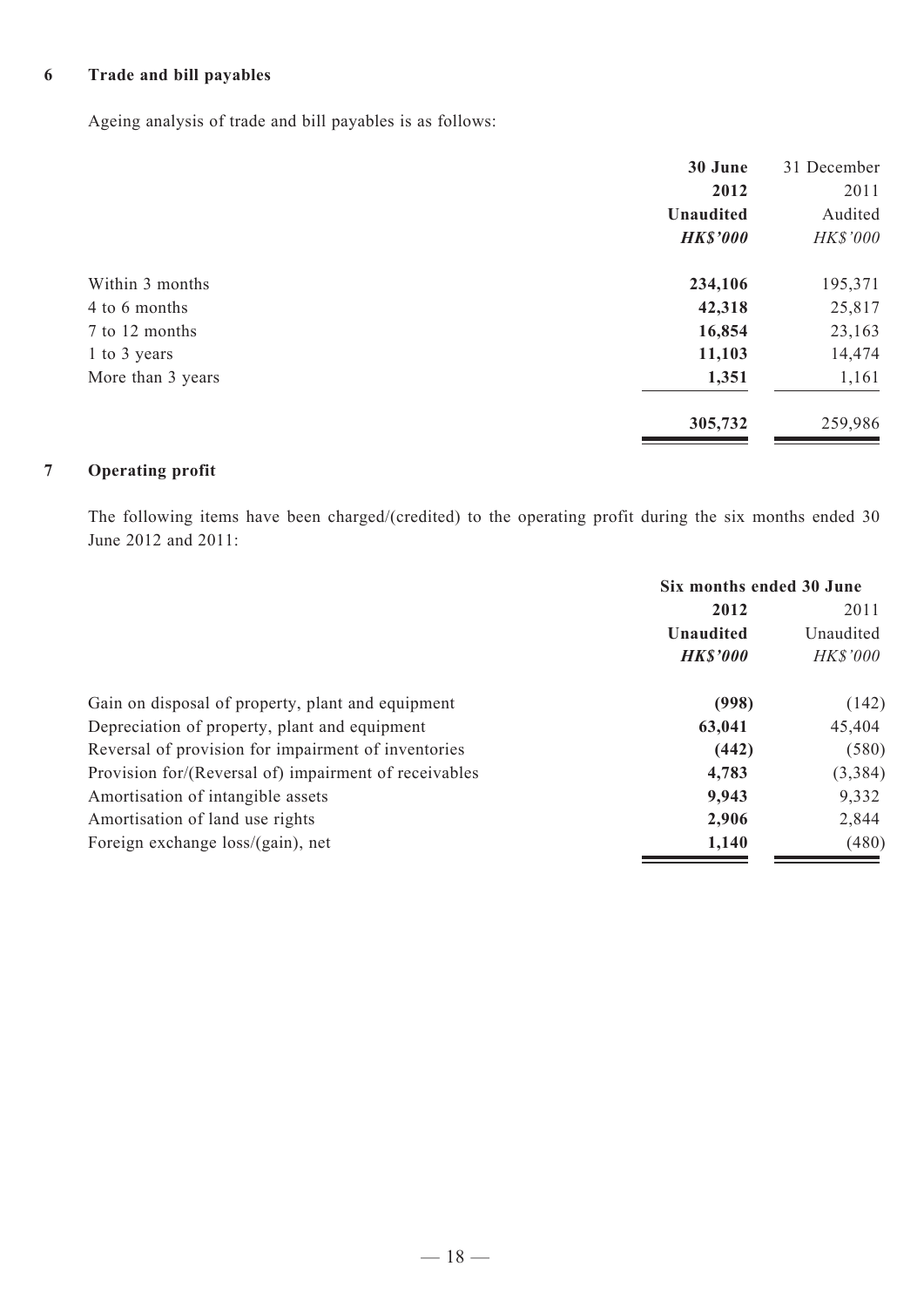## 6 Trade and bill payables

Ageing analysis of trade and bill payables is as follows:

| | **30 June 2012** | 31 December 2011 |
|---|---|---|
| | **Unaudited** | Audited |
| | ***HK$'000*** | *HK$'000* |
| Within 3 months | **234,106** | 195,371 |
| 4 to 6 months | **42,318** | 25,817 |
| 7 to 12 months | **16,854** | 23,163 |
| 1 to 3 years | **11,103** | 14,474 |
| More than 3 years | **1,351** | 1,161 |
| | **305,732** | 259,986 |

## 7 Operating profit

The following items have been charged/(credited) to the operating profit during the six months ended 30 June 2012 and 2011:

| | **Six months ended 30 June** | |
|---|---|---|
| | **2012** | 2011 |
| | **Unaudited** | Unaudited |
| | ***HK$'000*** | *HK$'000* |
| Gain on disposal of property, plant and equipment | **(998)** | (142) |
| Depreciation of property, plant and equipment | **63,041** | 45,404 |
| Reversal of provision for impairment of inventories | **(442)** | (580) |
| Provision for/(Reversal of) impairment of receivables | **4,783** | (3,384) |
| Amortisation of intangible assets | **9,943** | 9,332 |
| Amortisation of land use rights | **2,906** | 2,844 |
| Foreign exchange loss/(gain), net | **1,140** | (480) |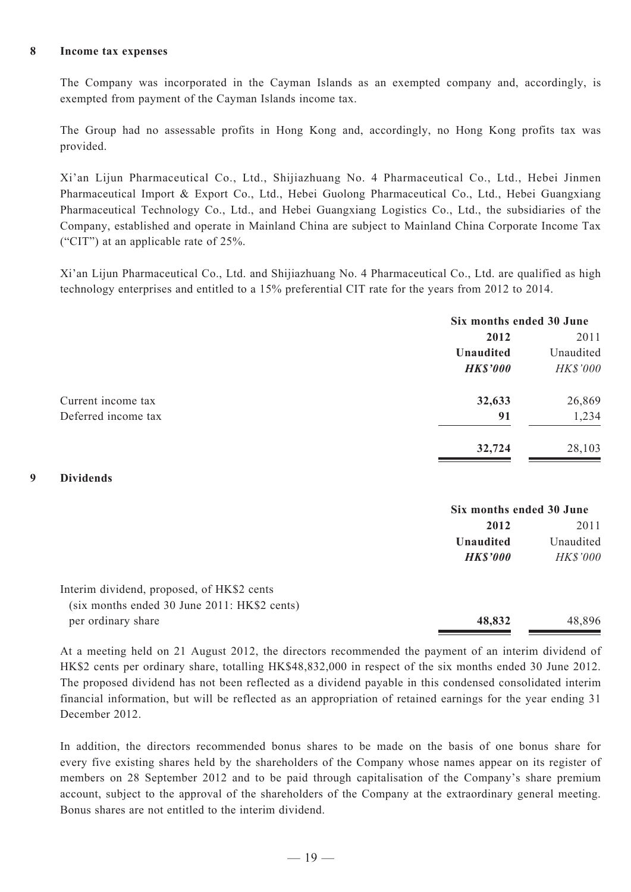## 8 Income tax expenses

The Company was incorporated in the Cayman Islands as an exempted company and, accordingly, is exempted from payment of the Cayman Islands income tax.

The Group had no assessable profits in Hong Kong and, accordingly, no Hong Kong profits tax was provided.

Xi'an Lijun Pharmaceutical Co., Ltd., Shijiazhuang No. 4 Pharmaceutical Co., Ltd., Hebei Jinmen Pharmaceutical Import & Export Co., Ltd., Hebei Guolong Pharmaceutical Co., Ltd., Hebei Guangxiang Pharmaceutical Technology Co., Ltd., and Hebei Guangxiang Logistics Co., Ltd., the subsidiaries of the Company, established and operate in Mainland China are subject to Mainland China Corporate Income Tax ("CIT") at an applicable rate of 25%.

Xi'an Lijun Pharmaceutical Co., Ltd. and Shijiazhuang No. 4 Pharmaceutical Co., Ltd. are qualified as high technology enterprises and entitled to a 15% preferential CIT rate for the years from 2012 to 2014.

| | Six months ended 30 June | |
|---|---|---|
| | **2012** | 2011 |
| | **Unaudited** | Unaudited |
| | ***HK$'000*** | *HK$'000* |
| Current income tax | **32,633** | 26,869 |
| Deferred income tax | **91** | 1,234 |
| | **32,724** | 28,103 |

## 9 Dividends

| | Six months ended 30 June | |
|---|---|---|
| | **2012** | 2011 |
| | **Unaudited** | Unaudited |
| | ***HK$'000*** | *HK$'000* |
| Interim dividend, proposed, of HK$2 cents (six months ended 30 June 2011: HK$2 cents) per ordinary share | **48,832** | 48,896 |

At a meeting held on 21 August 2012, the directors recommended the payment of an interim dividend of HK$2 cents per ordinary share, totalling HK$48,832,000 in respect of the six months ended 30 June 2012. The proposed dividend has not been reflected as a dividend payable in this condensed consolidated interim financial information, but will be reflected as an appropriation of retained earnings for the year ending 31 December 2012.

In addition, the directors recommended bonus shares to be made on the basis of one bonus share for every five existing shares held by the shareholders of the Company whose names appear on its register of members on 28 September 2012 and to be paid through capitalisation of the Company's share premium account, subject to the approval of the shareholders of the Company at the extraordinary general meeting. Bonus shares are not entitled to the interim dividend.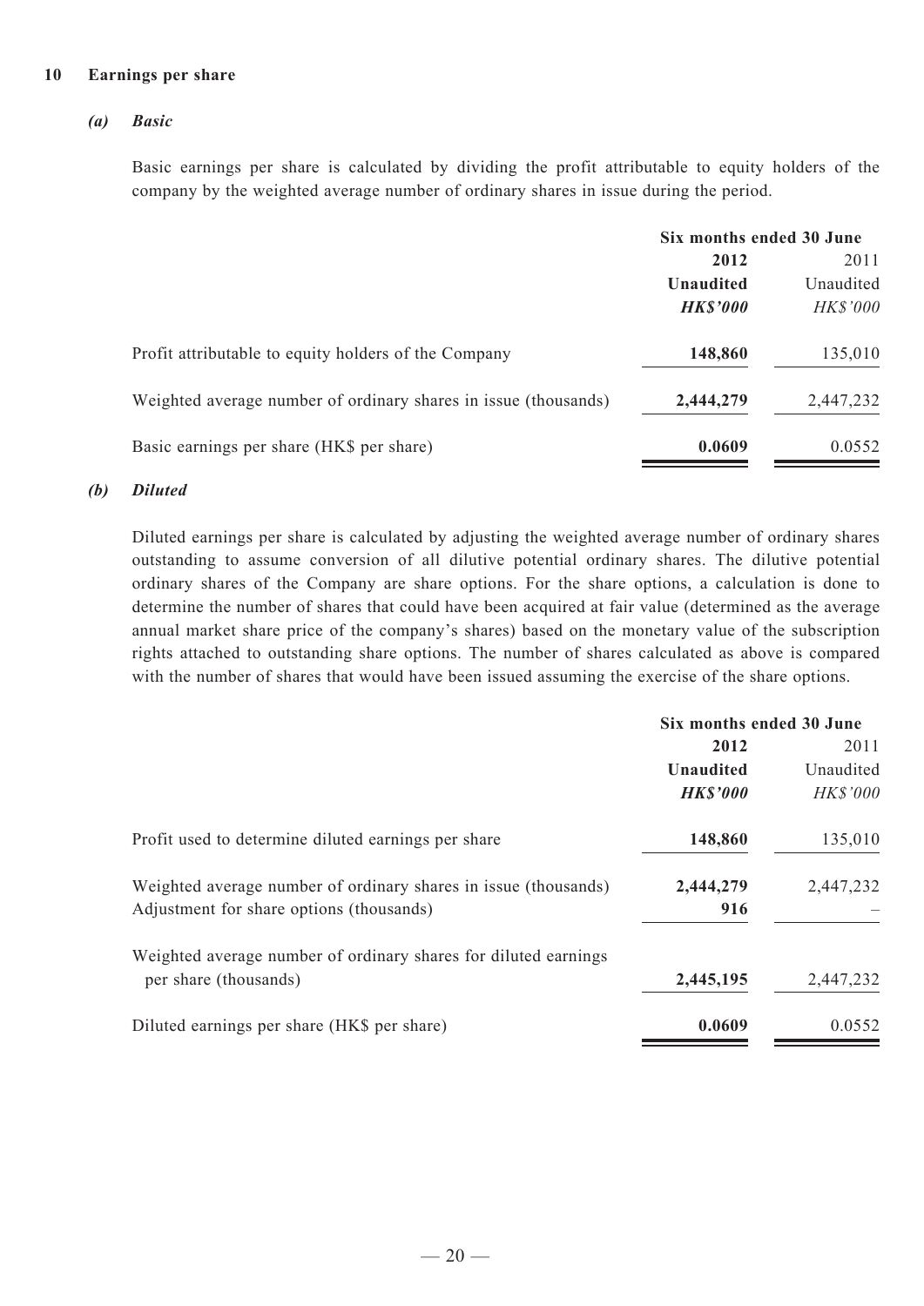## 10 Earnings per share

### *(a) Basic*

Basic earnings per share is calculated by dividing the profit attributable to equity holders of the company by the weighted average number of ordinary shares in issue during the period.

| | Six months ended 30 June | |
|---|---|---|
| | **2012** | 2011 |
| | **Unaudited** | Unaudited |
| | ***HK$'000*** | *HK$'000* |
| Profit attributable to equity holders of the Company | **148,860** | 135,010 |
| Weighted average number of ordinary shares in issue (thousands) | **2,444,279** | 2,447,232 |
| Basic earnings per share (HK$ per share) | **0.0609** | 0.0552 |

### *(b) Diluted*

Diluted earnings per share is calculated by adjusting the weighted average number of ordinary shares outstanding to assume conversion of all dilutive potential ordinary shares. The dilutive potential ordinary shares of the Company are share options. For the share options, a calculation is done to determine the number of shares that could have been acquired at fair value (determined as the average annual market share price of the company's shares) based on the monetary value of the subscription rights attached to outstanding share options. The number of shares calculated as above is compared with the number of shares that would have been issued assuming the exercise of the share options.

| | Six months ended 30 June | |
|---|---|---|
| | **2012** | 2011 |
| | **Unaudited** | Unaudited |
| | ***HK$'000*** | *HK$'000* |
| Profit used to determine diluted earnings per share | **148,860** | 135,010 |
| Weighted average number of ordinary shares in issue (thousands) | **2,444,279** | 2,447,232 |
| Adjustment for share options (thousands) | **916** | – |
| Weighted average number of ordinary shares for diluted earnings per share (thousands) | **2,445,195** | 2,447,232 |
| Diluted earnings per share (HK$ per share) | **0.0609** | 0.0552 |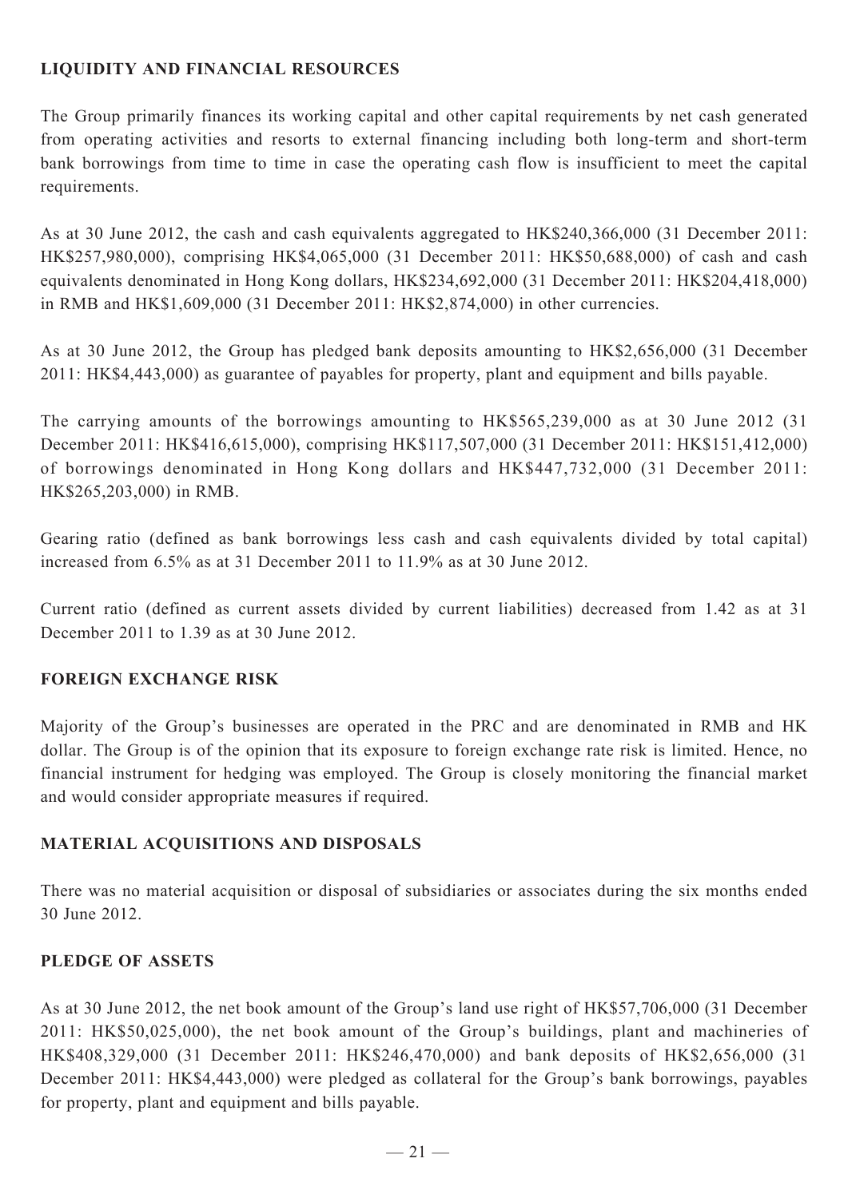## LIQUIDITY AND FINANCIAL RESOURCES

The Group primarily finances its working capital and other capital requirements by net cash generated from operating activities and resorts to external financing including both long-term and short-term bank borrowings from time to time in case the operating cash flow is insufficient to meet the capital requirements.

As at 30 June 2012, the cash and cash equivalents aggregated to HK$240,366,000 (31 December 2011: HK$257,980,000), comprising HK$4,065,000 (31 December 2011: HK$50,688,000) of cash and cash equivalents denominated in Hong Kong dollars, HK$234,692,000 (31 December 2011: HK$204,418,000) in RMB and HK$1,609,000 (31 December 2011: HK$2,874,000) in other currencies.

As at 30 June 2012, the Group has pledged bank deposits amounting to HK$2,656,000 (31 December 2011: HK$4,443,000) as guarantee of payables for property, plant and equipment and bills payable.

The carrying amounts of the borrowings amounting to HK$565,239,000 as at 30 June 2012 (31 December 2011: HK$416,615,000), comprising HK$117,507,000 (31 December 2011: HK$151,412,000) of borrowings denominated in Hong Kong dollars and HK$447,732,000 (31 December 2011: HK$265,203,000) in RMB.

Gearing ratio (defined as bank borrowings less cash and cash equivalents divided by total capital) increased from 6.5% as at 31 December 2011 to 11.9% as at 30 June 2012.

Current ratio (defined as current assets divided by current liabilities) decreased from 1.42 as at 31 December 2011 to 1.39 as at 30 June 2012.

## FOREIGN EXCHANGE RISK

Majority of the Group's businesses are operated in the PRC and are denominated in RMB and HK dollar. The Group is of the opinion that its exposure to foreign exchange rate risk is limited. Hence, no financial instrument for hedging was employed. The Group is closely monitoring the financial market and would consider appropriate measures if required.

## MATERIAL ACQUISITIONS AND DISPOSALS

There was no material acquisition or disposal of subsidiaries or associates during the six months ended 30 June 2012.

## PLEDGE OF ASSETS

As at 30 June 2012, the net book amount of the Group's land use right of HK$57,706,000 (31 December 2011: HK$50,025,000), the net book amount of the Group's buildings, plant and machineries of HK$408,329,000 (31 December 2011: HK$246,470,000) and bank deposits of HK$2,656,000 (31 December 2011: HK$4,443,000) were pledged as collateral for the Group's bank borrowings, payables for property, plant and equipment and bills payable.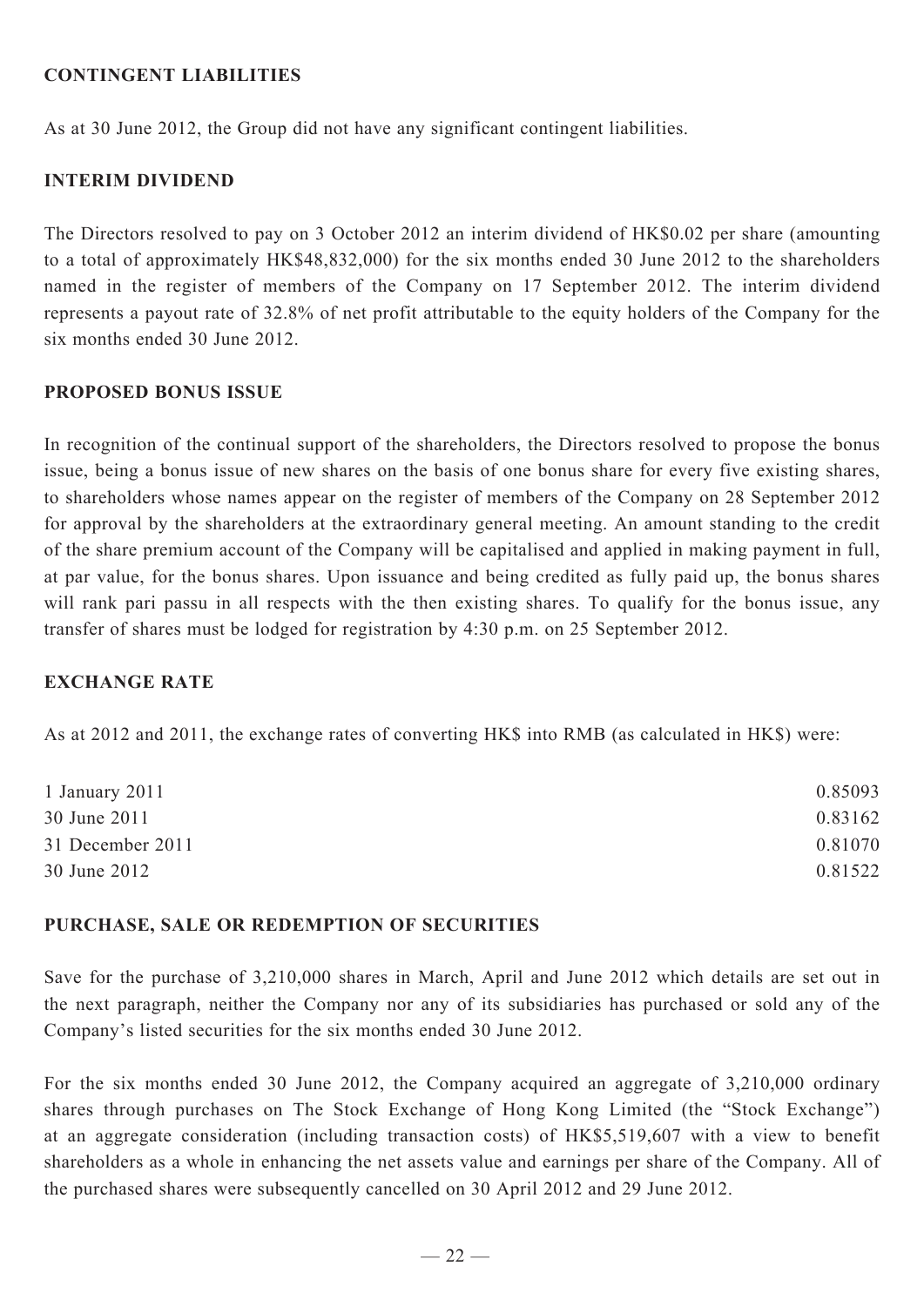## CONTINGENT LIABILITIES

As at 30 June 2012, the Group did not have any significant contingent liabilities.

## INTERIM DIVIDEND

The Directors resolved to pay on 3 October 2012 an interim dividend of HK$0.02 per share (amounting to a total of approximately HK$48,832,000) for the six months ended 30 June 2012 to the shareholders named in the register of members of the Company on 17 September 2012. The interim dividend represents a payout rate of 32.8% of net profit attributable to the equity holders of the Company for the six months ended 30 June 2012.

## PROPOSED BONUS ISSUE

In recognition of the continual support of the shareholders, the Directors resolved to propose the bonus issue, being a bonus issue of new shares on the basis of one bonus share for every five existing shares, to shareholders whose names appear on the register of members of the Company on 28 September 2012 for approval by the shareholders at the extraordinary general meeting. An amount standing to the credit of the share premium account of the Company will be capitalised and applied in making payment in full, at par value, for the bonus shares. Upon issuance and being credited as fully paid up, the bonus shares will rank pari passu in all respects with the then existing shares. To qualify for the bonus issue, any transfer of shares must be lodged for registration by 4:30 p.m. on 25 September 2012.

## EXCHANGE RATE

As at 2012 and 2011, the exchange rates of converting HK$ into RMB (as calculated in HK$) were:

| | |
|---|---|
| 1 January 2011 | 0.85093 |
| 30 June 2011 | 0.83162 |
| 31 December 2011 | 0.81070 |
| 30 June 2012 | 0.81522 |

## PURCHASE, SALE OR REDEMPTION OF SECURITIES

Save for the purchase of 3,210,000 shares in March, April and June 2012 which details are set out in the next paragraph, neither the Company nor any of its subsidiaries has purchased or sold any of the Company's listed securities for the six months ended 30 June 2012.

For the six months ended 30 June 2012, the Company acquired an aggregate of 3,210,000 ordinary shares through purchases on The Stock Exchange of Hong Kong Limited (the "Stock Exchange") at an aggregate consideration (including transaction costs) of HK$5,519,607 with a view to benefit shareholders as a whole in enhancing the net assets value and earnings per share of the Company. All of the purchased shares were subsequently cancelled on 30 April 2012 and 29 June 2012.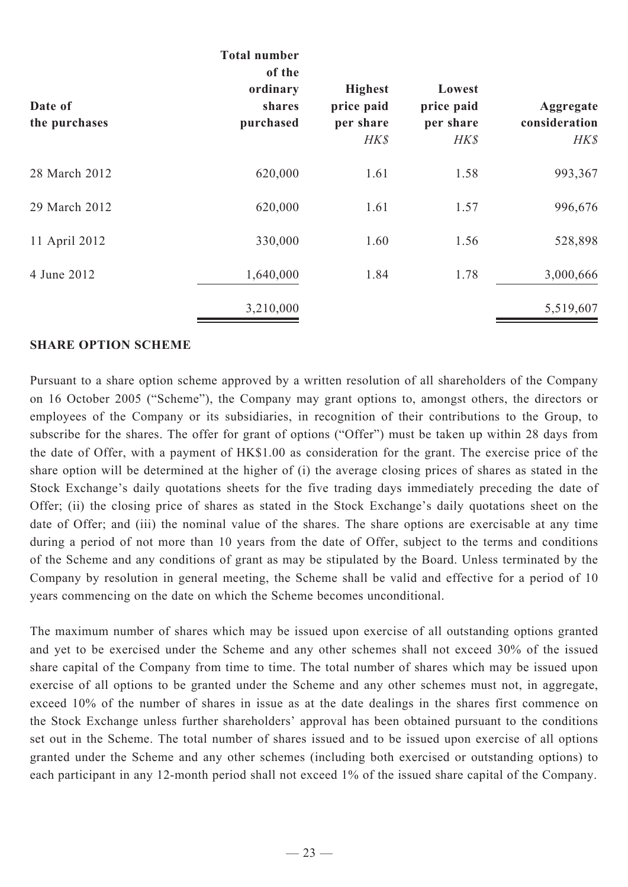| Date of the purchases | Total number of the ordinary shares purchased | Highest price paid per share *HK$* | Lowest price paid per share *HK$* | Aggregate consideration *HK$* |
|---|---|---|---|---|
| 28 March 2012 | 620,000 | 1.61 | 1.58 | 993,367 |
| 29 March 2012 | 620,000 | 1.61 | 1.57 | 996,676 |
| 11 April 2012 | 330,000 | 1.60 | 1.56 | 528,898 |
| 4 June 2012 | 1,640,000 | 1.84 | 1.78 | 3,000,666 |
| | 3,210,000 | | | 5,519,607 |

## SHARE OPTION SCHEME

Pursuant to a share option scheme approved by a written resolution of all shareholders of the Company on 16 October 2005 ("Scheme"), the Company may grant options to, amongst others, the directors or employees of the Company or its subsidiaries, in recognition of their contributions to the Group, to subscribe for the shares. The offer for grant of options ("Offer") must be taken up within 28 days from the date of Offer, with a payment of HK$1.00 as consideration for the grant. The exercise price of the share option will be determined at the higher of (i) the average closing prices of shares as stated in the Stock Exchange's daily quotations sheets for the five trading days immediately preceding the date of Offer; (ii) the closing price of shares as stated in the Stock Exchange's daily quotations sheet on the date of Offer; and (iii) the nominal value of the shares. The share options are exercisable at any time during a period of not more than 10 years from the date of Offer, subject to the terms and conditions of the Scheme and any conditions of grant as may be stipulated by the Board. Unless terminated by the Company by resolution in general meeting, the Scheme shall be valid and effective for a period of 10 years commencing on the date on which the Scheme becomes unconditional.

The maximum number of shares which may be issued upon exercise of all outstanding options granted and yet to be exercised under the Scheme and any other schemes shall not exceed 30% of the issued share capital of the Company from time to time. The total number of shares which may be issued upon exercise of all options to be granted under the Scheme and any other schemes must not, in aggregate, exceed 10% of the number of shares in issue as at the date dealings in the shares first commence on the Stock Exchange unless further shareholders' approval has been obtained pursuant to the conditions set out in the Scheme. The total number of shares issued and to be issued upon exercise of all options granted under the Scheme and any other schemes (including both exercised or outstanding options) to each participant in any 12-month period shall not exceed 1% of the issued share capital of the Company.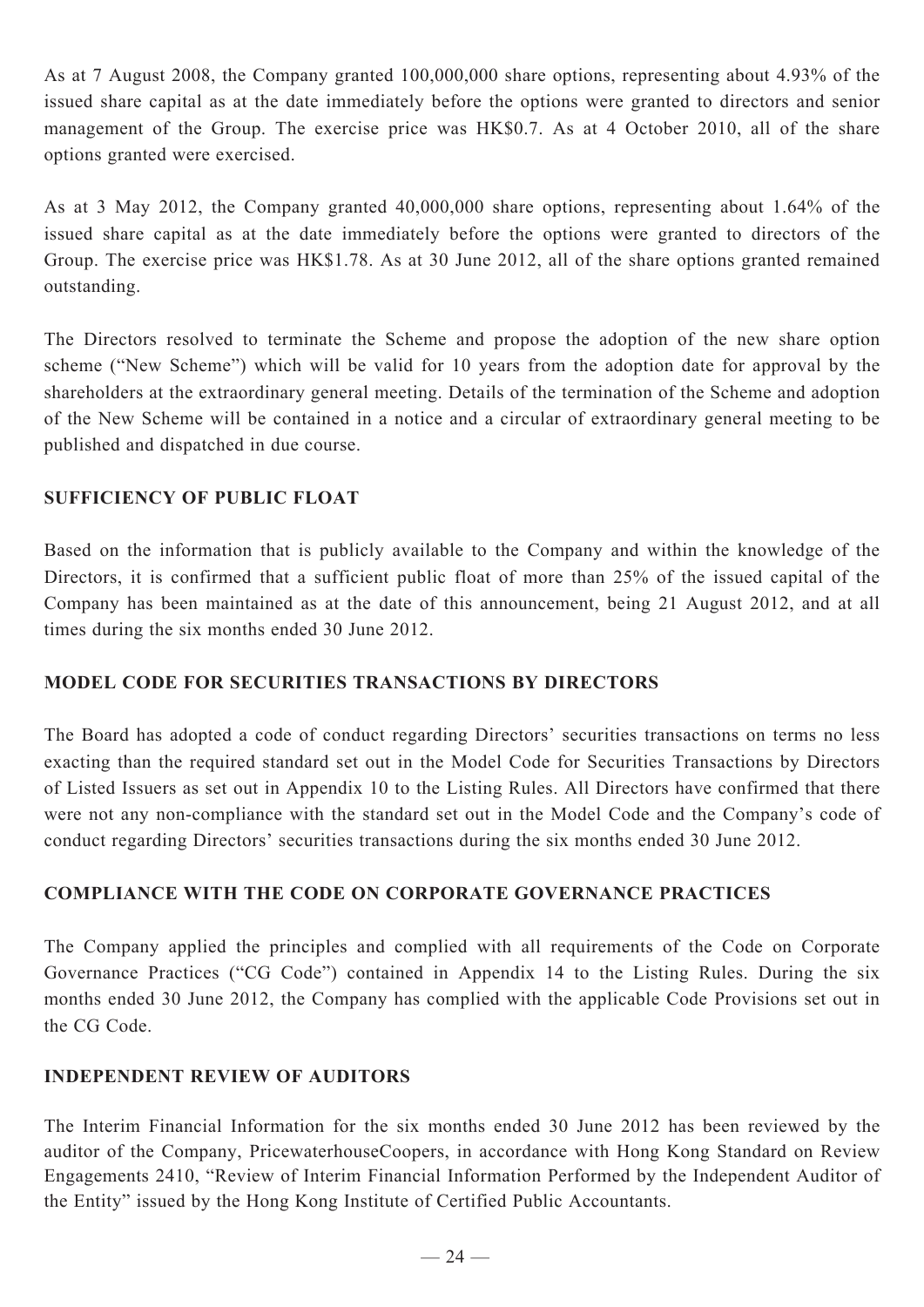As at 7 August 2008, the Company granted 100,000,000 share options, representing about 4.93% of the issued share capital as at the date immediately before the options were granted to directors and senior management of the Group. The exercise price was HK$0.7. As at 4 October 2010, all of the share options granted were exercised.

As at 3 May 2012, the Company granted 40,000,000 share options, representing about 1.64% of the issued share capital as at the date immediately before the options were granted to directors of the Group. The exercise price was HK$1.78. As at 30 June 2012, all of the share options granted remained outstanding.

The Directors resolved to terminate the Scheme and propose the adoption of the new share option scheme ("New Scheme") which will be valid for 10 years from the adoption date for approval by the shareholders at the extraordinary general meeting. Details of the termination of the Scheme and adoption of the New Scheme will be contained in a notice and a circular of extraordinary general meeting to be published and dispatched in due course.

## SUFFICIENCY OF PUBLIC FLOAT

Based on the information that is publicly available to the Company and within the knowledge of the Directors, it is confirmed that a sufficient public float of more than 25% of the issued capital of the Company has been maintained as at the date of this announcement, being 21 August 2012, and at all times during the six months ended 30 June 2012.

## MODEL CODE FOR SECURITIES TRANSACTIONS BY DIRECTORS

The Board has adopted a code of conduct regarding Directors' securities transactions on terms no less exacting than the required standard set out in the Model Code for Securities Transactions by Directors of Listed Issuers as set out in Appendix 10 to the Listing Rules. All Directors have confirmed that there were not any non-compliance with the standard set out in the Model Code and the Company's code of conduct regarding Directors' securities transactions during the six months ended 30 June 2012.

## COMPLIANCE WITH THE CODE ON CORPORATE GOVERNANCE PRACTICES

The Company applied the principles and complied with all requirements of the Code on Corporate Governance Practices ("CG Code") contained in Appendix 14 to the Listing Rules. During the six months ended 30 June 2012, the Company has complied with the applicable Code Provisions set out in the CG Code.

## INDEPENDENT REVIEW OF AUDITORS

The Interim Financial Information for the six months ended 30 June 2012 has been reviewed by the auditor of the Company, PricewaterhouseCoopers, in accordance with Hong Kong Standard on Review Engagements 2410, "Review of Interim Financial Information Performed by the Independent Auditor of the Entity" issued by the Hong Kong Institute of Certified Public Accountants.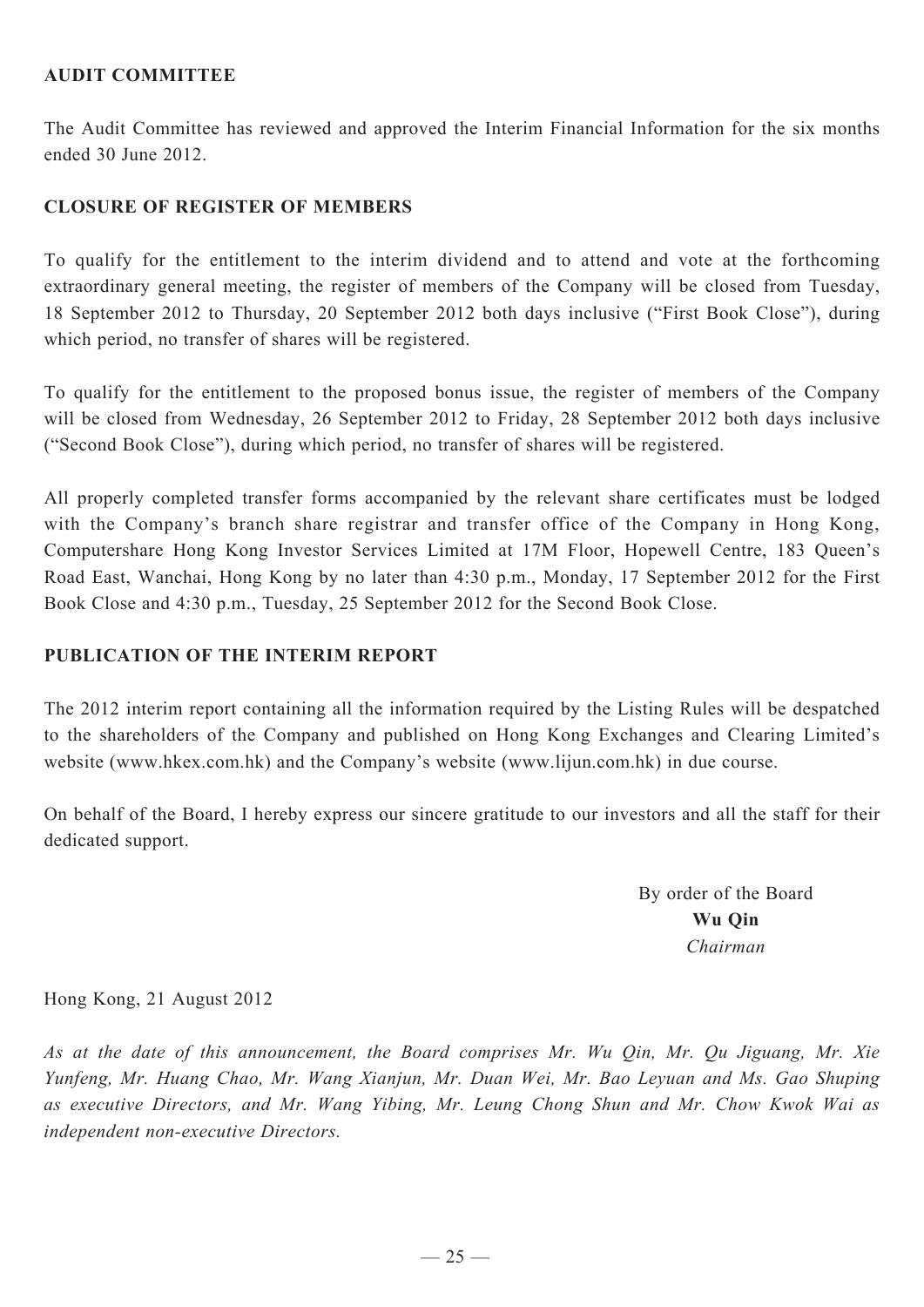## AUDIT COMMITTEE

The Audit Committee has reviewed and approved the Interim Financial Information for the six months ended 30 June 2012.

## CLOSURE OF REGISTER OF MEMBERS

To qualify for the entitlement to the interim dividend and to attend and vote at the forthcoming extraordinary general meeting, the register of members of the Company will be closed from Tuesday, 18 September 2012 to Thursday, 20 September 2012 both days inclusive ("First Book Close"), during which period, no transfer of shares will be registered.

To qualify for the entitlement to the proposed bonus issue, the register of members of the Company will be closed from Wednesday, 26 September 2012 to Friday, 28 September 2012 both days inclusive ("Second Book Close"), during which period, no transfer of shares will be registered.

All properly completed transfer forms accompanied by the relevant share certificates must be lodged with the Company's branch share registrar and transfer office of the Company in Hong Kong, Computershare Hong Kong Investor Services Limited at 17M Floor, Hopewell Centre, 183 Queen's Road East, Wanchai, Hong Kong by no later than 4:30 p.m., Monday, 17 September 2012 for the First Book Close and 4:30 p.m., Tuesday, 25 September 2012 for the Second Book Close.

## PUBLICATION OF THE INTERIM REPORT

The 2012 interim report containing all the information required by the Listing Rules will be despatched to the shareholders of the Company and published on Hong Kong Exchanges and Clearing Limited's website (www.hkex.com.hk) and the Company's website (www.lijun.com.hk) in due course.

On behalf of the Board, I hereby express our sincere gratitude to our investors and all the staff for their dedicated support.

By order of the Board
**Wu Qin**
*Chairman*

Hong Kong, 21 August 2012

*As at the date of this announcement, the Board comprises Mr. Wu Qin, Mr. Qu Jiguang, Mr. Xie Yunfeng, Mr. Huang Chao, Mr. Wang Xianjun, Mr. Duan Wei, Mr. Bao Leyuan and Ms. Gao Shuping as executive Directors, and Mr. Wang Yibing, Mr. Leung Chong Shun and Mr. Chow Kwok Wai as independent non-executive Directors.*